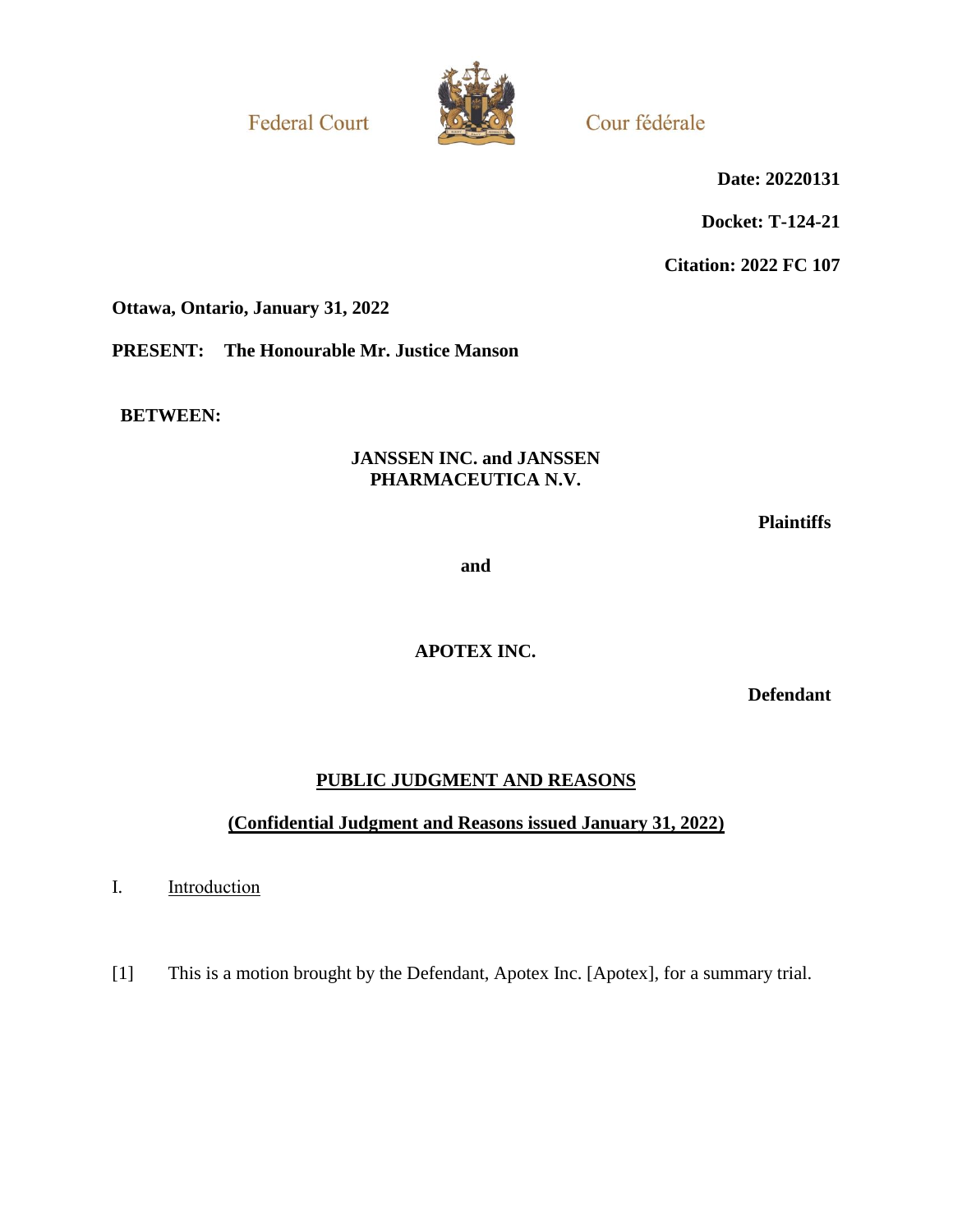Federal Court | Cour fédérale

**Date: 20220131**

**Docket: T-124-21**

**Citation: 2022 FC 107**

**Ottawa, Ontario, January 31, 2022**

**PRESENT: The Honourable Mr. Justice Manson**

**BETWEEN:**

**JANSSEN INC. and JANSSEN PHARMACEUTICA N.V.**

**Plaintiffs**

**and**

**APOTEX INC.**

**Defendant**

**PUBLIC JUDGMENT AND REASONS**

**(Confidential Judgment and Reasons issued January 31, 2022)**

## I. Introduction

[1] This is a motion brought by the Defendant, Apotex Inc. [Apotex], for a summary trial.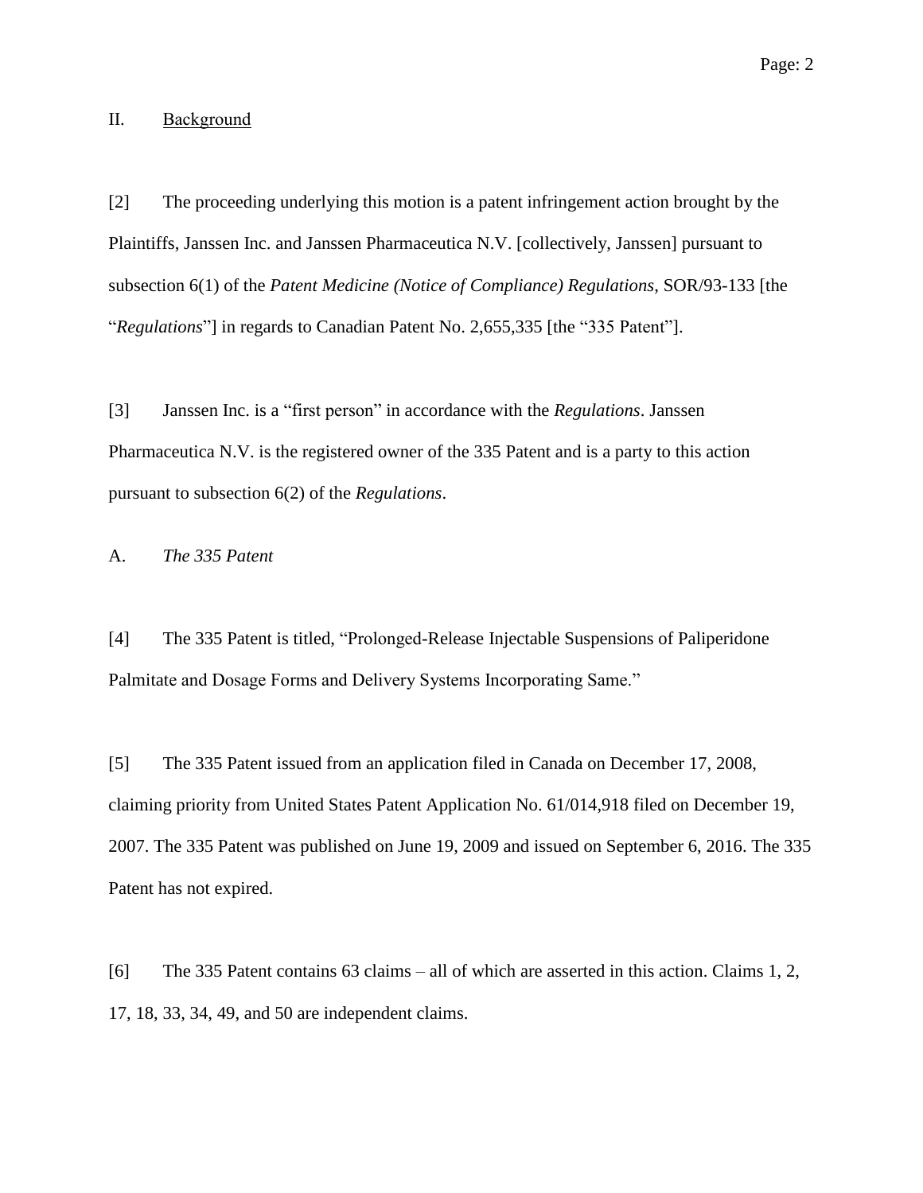## II. Background

[2] The proceeding underlying this motion is a patent infringement action brought by the Plaintiffs, Janssen Inc. and Janssen Pharmaceutica N.V. [collectively, Janssen] pursuant to subsection 6(1) of the *Patent Medicine (Notice of Compliance) Regulations*, SOR/93-133 [the "*Regulations*"] in regards to Canadian Patent No. 2,655,335 [the "335 Patent"].

[3] Janssen Inc. is a "first person" in accordance with the *Regulations*. Janssen Pharmaceutica N.V. is the registered owner of the 335 Patent and is a party to this action pursuant to subsection 6(2) of the *Regulations*.

### A. *The 335 Patent*

[4] The 335 Patent is titled, "Prolonged-Release Injectable Suspensions of Paliperidone Palmitate and Dosage Forms and Delivery Systems Incorporating Same."

[5] The 335 Patent issued from an application filed in Canada on December 17, 2008, claiming priority from United States Patent Application No. 61/014,918 filed on December 19, 2007. The 335 Patent was published on June 19, 2009 and issued on September 6, 2016. The 335 Patent has not expired.

[6] The 335 Patent contains 63 claims – all of which are asserted in this action. Claims 1, 2, 17, 18, 33, 34, 49, and 50 are independent claims.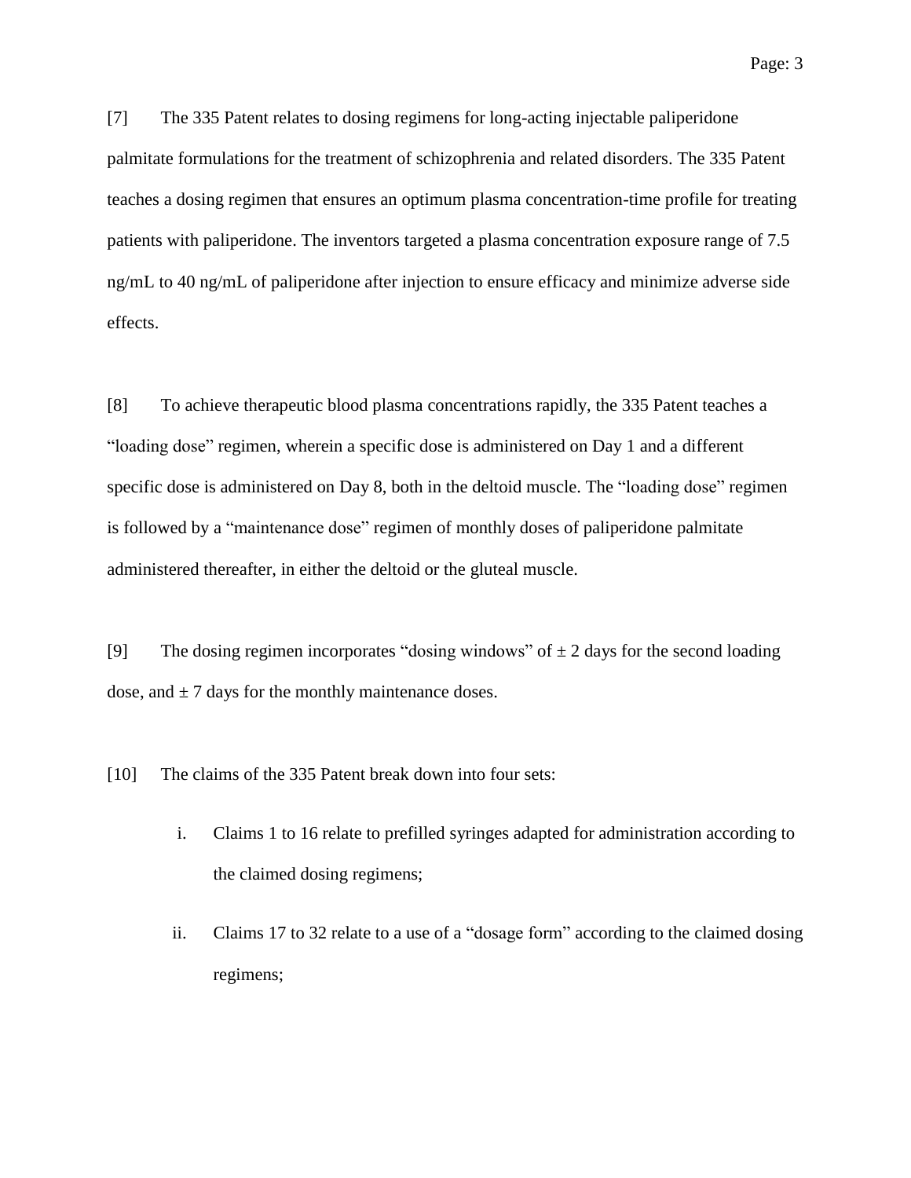[7] The 335 Patent relates to dosing regimens for long-acting injectable paliperidone palmitate formulations for the treatment of schizophrenia and related disorders. The 335 Patent teaches a dosing regimen that ensures an optimum plasma concentration-time profile for treating patients with paliperidone. The inventors targeted a plasma concentration exposure range of 7.5 ng/mL to 40 ng/mL of paliperidone after injection to ensure efficacy and minimize adverse side effects.

[8] To achieve therapeutic blood plasma concentrations rapidly, the 335 Patent teaches a "loading dose" regimen, wherein a specific dose is administered on Day 1 and a different specific dose is administered on Day 8, both in the deltoid muscle. The "loading dose" regimen is followed by a "maintenance dose" regimen of monthly doses of paliperidone palmitate administered thereafter, in either the deltoid or the gluteal muscle.

[9] The dosing regimen incorporates "dosing windows" of ± 2 days for the second loading dose, and ± 7 days for the monthly maintenance doses.

[10] The claims of the 335 Patent break down into four sets:

i. Claims 1 to 16 relate to prefilled syringes adapted for administration according to the claimed dosing regimens;

ii. Claims 17 to 32 relate to a use of a "dosage form" according to the claimed dosing regimens;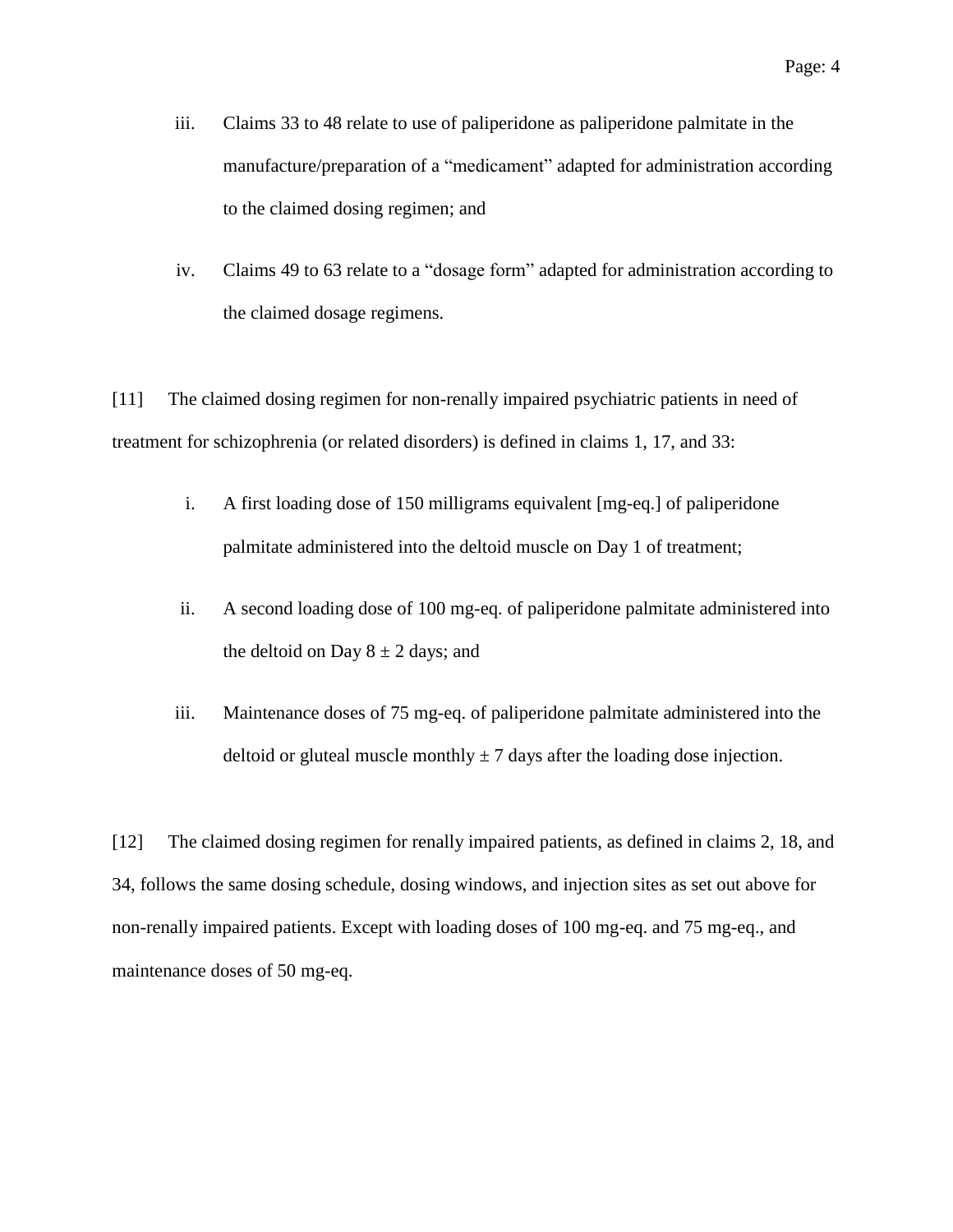iii. Claims 33 to 48 relate to use of paliperidone as paliperidone palmitate in the manufacture/preparation of a "medicament" adapted for administration according to the claimed dosing regimen; and

iv. Claims 49 to 63 relate to a "dosage form" adapted for administration according to the claimed dosage regimens.

[11] The claimed dosing regimen for non-renally impaired psychiatric patients in need of treatment for schizophrenia (or related disorders) is defined in claims 1, 17, and 33:

i. A first loading dose of 150 milligrams equivalent [mg-eq.] of paliperidone palmitate administered into the deltoid muscle on Day 1 of treatment;

ii. A second loading dose of 100 mg-eq. of paliperidone palmitate administered into the deltoid on Day 8 ± 2 days; and

iii. Maintenance doses of 75 mg-eq. of paliperidone palmitate administered into the deltoid or gluteal muscle monthly ± 7 days after the loading dose injection.

[12] The claimed dosing regimen for renally impaired patients, as defined in claims 2, 18, and 34, follows the same dosing schedule, dosing windows, and injection sites as set out above for non-renally impaired patients. Except with loading doses of 100 mg-eq. and 75 mg-eq., and maintenance doses of 50 mg-eq.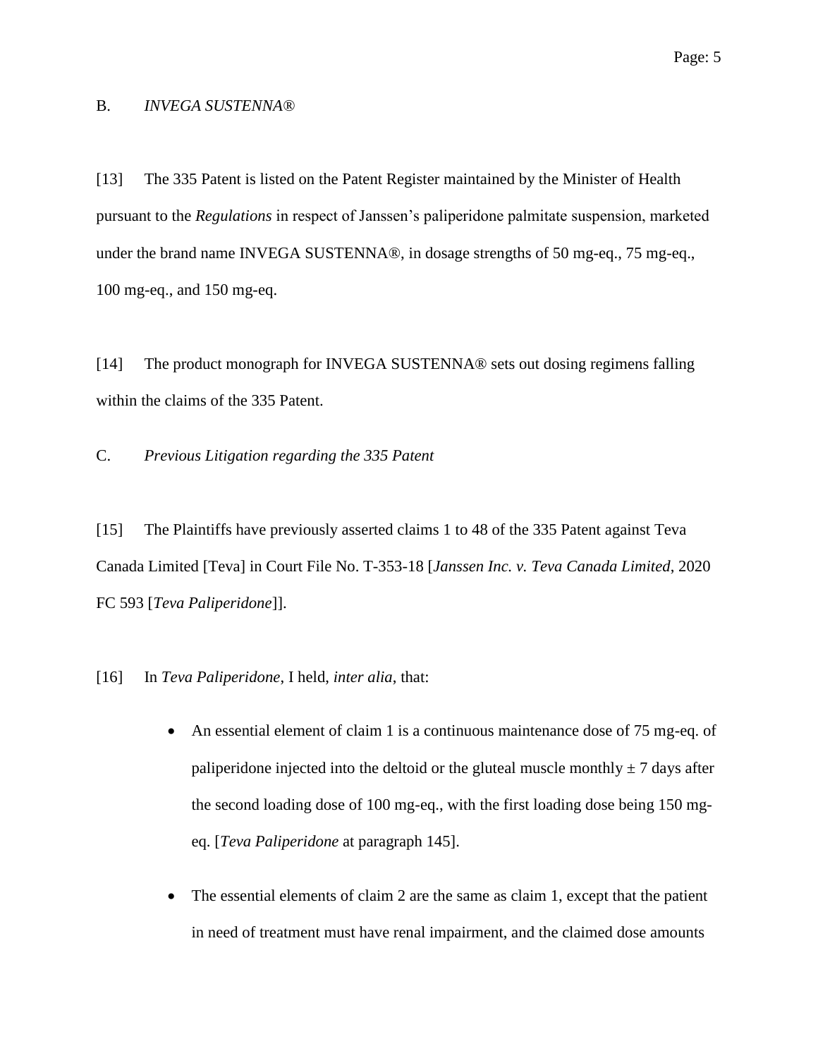### B. *INVEGA SUSTENNA®*

[13] The 335 Patent is listed on the Patent Register maintained by the Minister of Health pursuant to the *Regulations* in respect of Janssen's paliperidone palmitate suspension, marketed under the brand name INVEGA SUSTENNA®, in dosage strengths of 50 mg-eq., 75 mg-eq., 100 mg-eq., and 150 mg-eq.

[14] The product monograph for INVEGA SUSTENNA® sets out dosing regimens falling within the claims of the 335 Patent.

### C. *Previous Litigation regarding the 335 Patent*

[15] The Plaintiffs have previously asserted claims 1 to 48 of the 335 Patent against Teva Canada Limited [Teva] in Court File No. T-353-18 [*Janssen Inc. v. Teva Canada Limited*, 2020 FC 593 [*Teva Paliperidone*]].

[16] In *Teva Paliperidone*, I held, *inter alia*, that:

- An essential element of claim 1 is a continuous maintenance dose of 75 mg-eq. of paliperidone injected into the deltoid or the gluteal muscle monthly ± 7 days after the second loading dose of 100 mg-eq., with the first loading dose being 150 mg-eq. [*Teva Paliperidone* at paragraph 145].
- The essential elements of claim 2 are the same as claim 1, except that the patient in need of treatment must have renal impairment, and the claimed dose amounts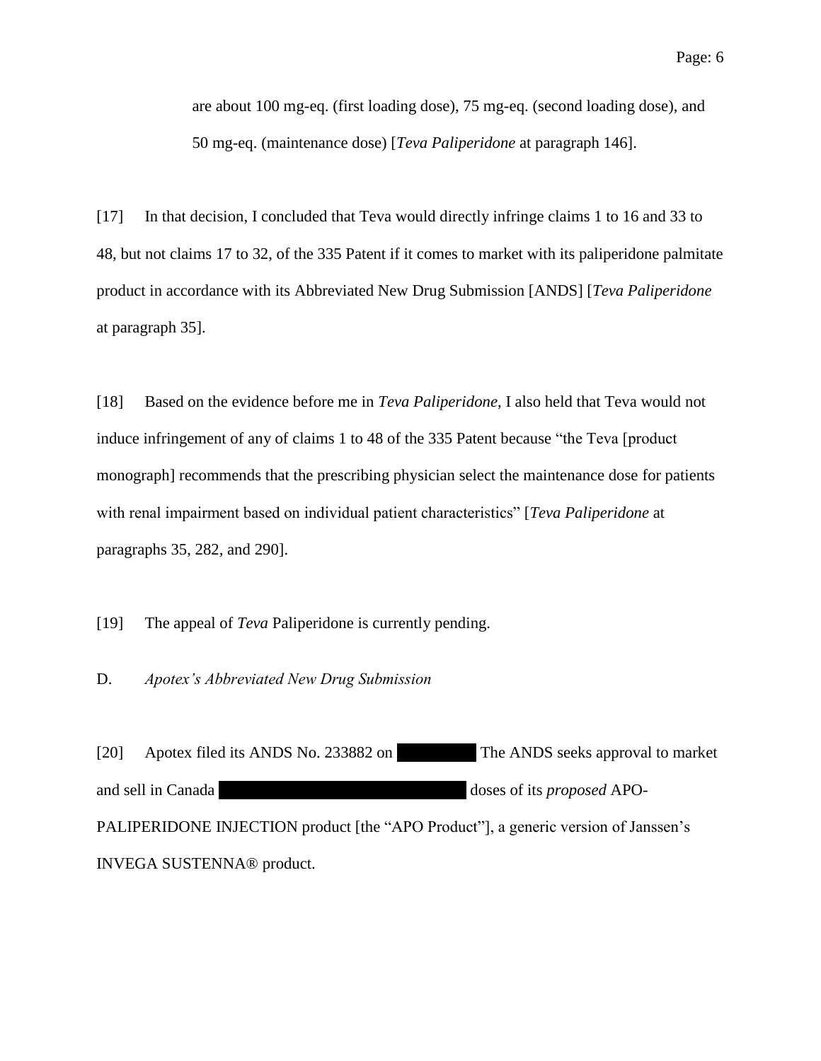are about 100 mg-eq. (first loading dose), 75 mg-eq. (second loading dose), and 50 mg-eq. (maintenance dose) [*Teva Paliperidone* at paragraph 146].

[17] In that decision, I concluded that Teva would directly infringe claims 1 to 16 and 33 to 48, but not claims 17 to 32, of the 335 Patent if it comes to market with its paliperidone palmitate product in accordance with its Abbreviated New Drug Submission [ANDS] [*Teva Paliperidone* at paragraph 35].

[18] Based on the evidence before me in *Teva Paliperidone*, I also held that Teva would not induce infringement of any of claims 1 to 48 of the 335 Patent because "the Teva [product monograph] recommends that the prescribing physician select the maintenance dose for patients with renal impairment based on individual patient characteristics" [*Teva Paliperidone* at paragraphs 35, 282, and 290].

[19] The appeal of *Teva* Paliperidone is currently pending.

D. *Apotex's Abbreviated New Drug Submission*

[20] Apotex filed its ANDS No. 233882 on ██████ The ANDS seeks approval to market and sell in Canada ████████████████████ doses of its *proposed* APO-PALIPERIDONE INJECTION product [the "APO Product"], a generic version of Janssen's INVEGA SUSTENNA® product.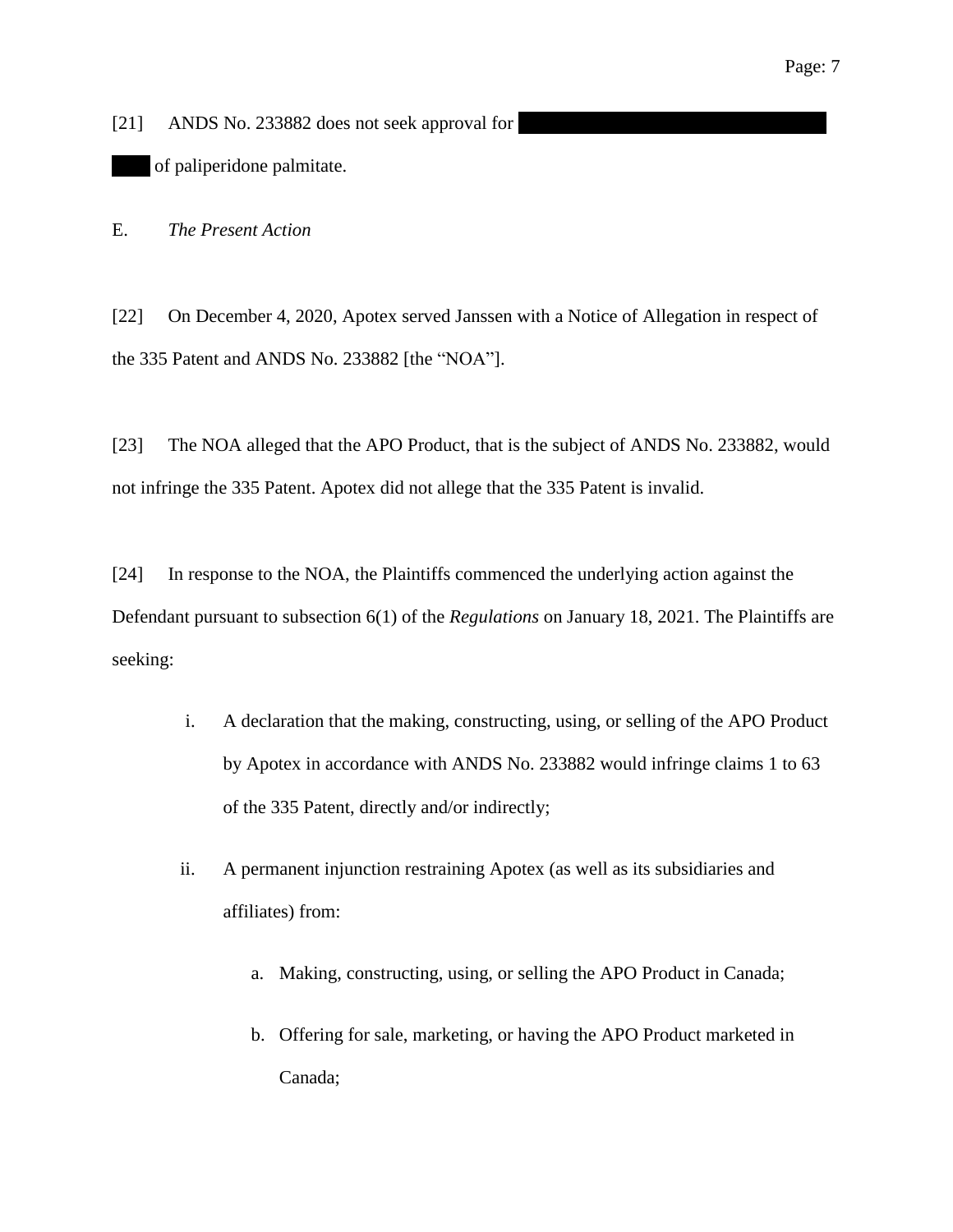[21] ANDS No. 233882 does not seek approval for ████████████████████ ███ of paliperidone palmitate.

E. *The Present Action*

[22] On December 4, 2020, Apotex served Janssen with a Notice of Allegation in respect of the 335 Patent and ANDS No. 233882 [the "NOA"].

[23] The NOA alleged that the APO Product, that is the subject of ANDS No. 233882, would not infringe the 335 Patent. Apotex did not allege that the 335 Patent is invalid.

[24] In response to the NOA, the Plaintiffs commenced the underlying action against the Defendant pursuant to subsection 6(1) of the *Regulations* on January 18, 2021. The Plaintiffs are seeking:

i. A declaration that the making, constructing, using, or selling of the APO Product by Apotex in accordance with ANDS No. 233882 would infringe claims 1 to 63 of the 335 Patent, directly and/or indirectly;

ii. A permanent injunction restraining Apotex (as well as its subsidiaries and affiliates) from:

   a. Making, constructing, using, or selling the APO Product in Canada;

   b. Offering for sale, marketing, or having the APO Product marketed in Canada;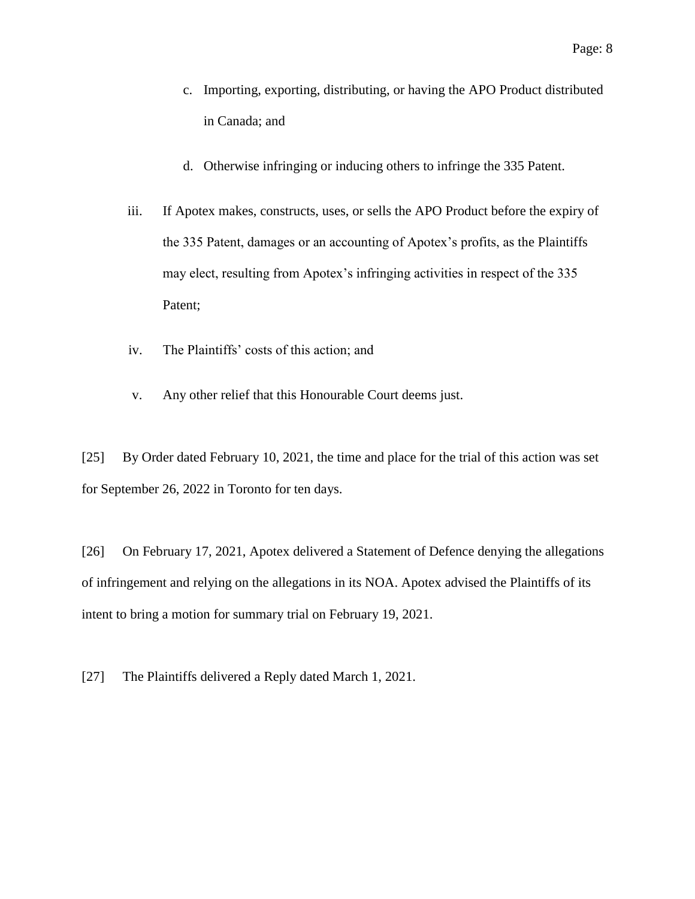c. Importing, exporting, distributing, or having the APO Product distributed in Canada; and

d. Otherwise infringing or inducing others to infringe the 335 Patent.

iii. If Apotex makes, constructs, uses, or sells the APO Product before the expiry of the 335 Patent, damages or an accounting of Apotex's profits, as the Plaintiffs may elect, resulting from Apotex's infringing activities in respect of the 335 Patent;

iv. The Plaintiffs' costs of this action; and

v. Any other relief that this Honourable Court deems just.

[25] By Order dated February 10, 2021, the time and place for the trial of this action was set for September 26, 2022 in Toronto for ten days.

[26] On February 17, 2021, Apotex delivered a Statement of Defence denying the allegations of infringement and relying on the allegations in its NOA. Apotex advised the Plaintiffs of its intent to bring a motion for summary trial on February 19, 2021.

[27] The Plaintiffs delivered a Reply dated March 1, 2021.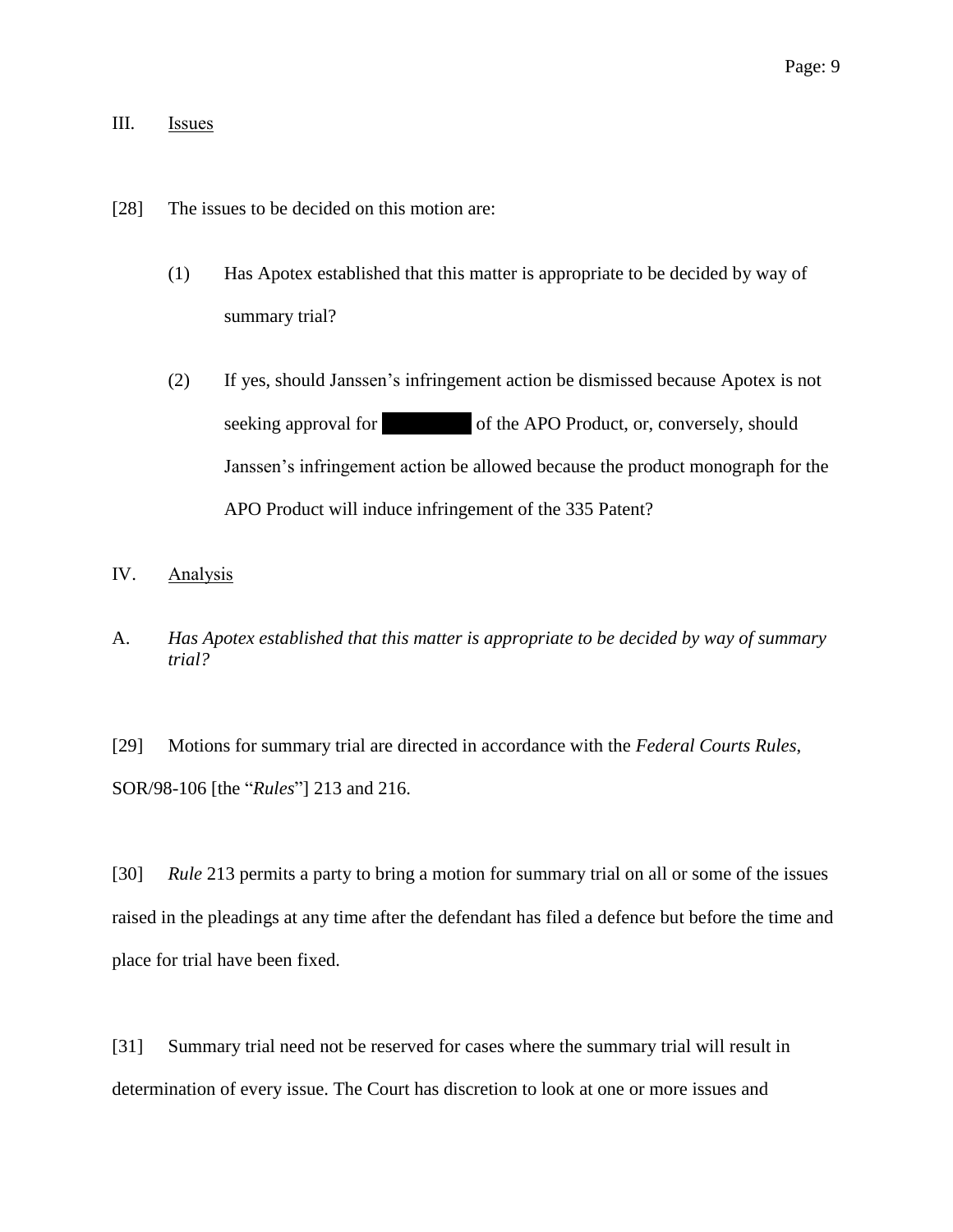## III. Issues

[28] The issues to be decided on this motion are:

(1) Has Apotex established that this matter is appropriate to be decided by way of summary trial?

(2) If yes, should Janssen's infringement action be dismissed because Apotex is not seeking approval for ████████ of the APO Product, or, conversely, should Janssen's infringement action be allowed because the product monograph for the APO Product will induce infringement of the 335 Patent?

## IV. Analysis

### A. *Has Apotex established that this matter is appropriate to be decided by way of summary trial?*

[29] Motions for summary trial are directed in accordance with the *Federal Courts Rules*, SOR/98-106 [the "*Rules*"] 213 and 216.

[30] *Rule* 213 permits a party to bring a motion for summary trial on all or some of the issues raised in the pleadings at any time after the defendant has filed a defence but before the time and place for trial have been fixed.

[31] Summary trial need not be reserved for cases where the summary trial will result in determination of every issue. The Court has discretion to look at one or more issues and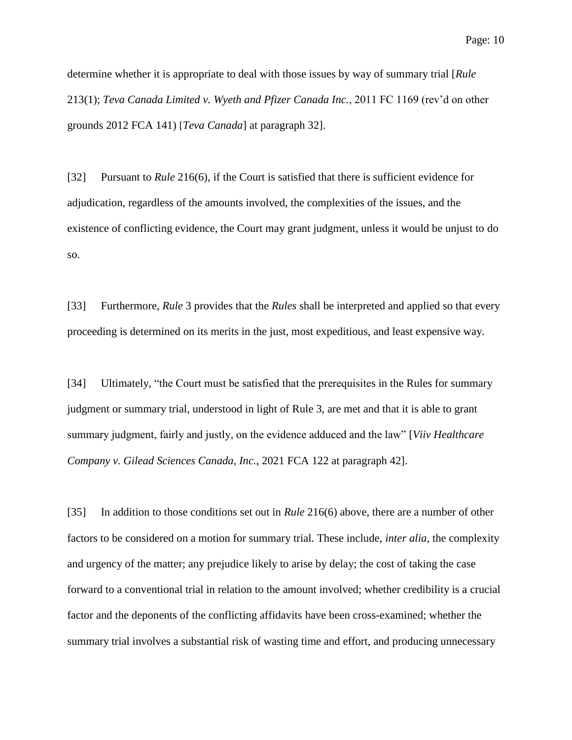determine whether it is appropriate to deal with those issues by way of summary trial [*Rule* 213(1); *Teva Canada Limited v. Wyeth and Pfizer Canada Inc.*, 2011 FC 1169 (rev'd on other grounds 2012 FCA 141) [*Teva Canada*] at paragraph 32].

[32] Pursuant to *Rule* 216(6), if the Court is satisfied that there is sufficient evidence for adjudication, regardless of the amounts involved, the complexities of the issues, and the existence of conflicting evidence, the Court may grant judgment, unless it would be unjust to do so.

[33] Furthermore, *Rule* 3 provides that the *Rules* shall be interpreted and applied so that every proceeding is determined on its merits in the just, most expeditious, and least expensive way.

[34] Ultimately, "the Court must be satisfied that the prerequisites in the Rules for summary judgment or summary trial, understood in light of Rule 3, are met and that it is able to grant summary judgment, fairly and justly, on the evidence adduced and the law" [*Viiv Healthcare Company v. Gilead Sciences Canada, Inc.*, 2021 FCA 122 at paragraph 42].

[35] In addition to those conditions set out in *Rule* 216(6) above, there are a number of other factors to be considered on a motion for summary trial. These include, *inter alia*, the complexity and urgency of the matter; any prejudice likely to arise by delay; the cost of taking the case forward to a conventional trial in relation to the amount involved; whether credibility is a crucial factor and the deponents of the conflicting affidavits have been cross-examined; whether the summary trial involves a substantial risk of wasting time and effort, and producing unnecessary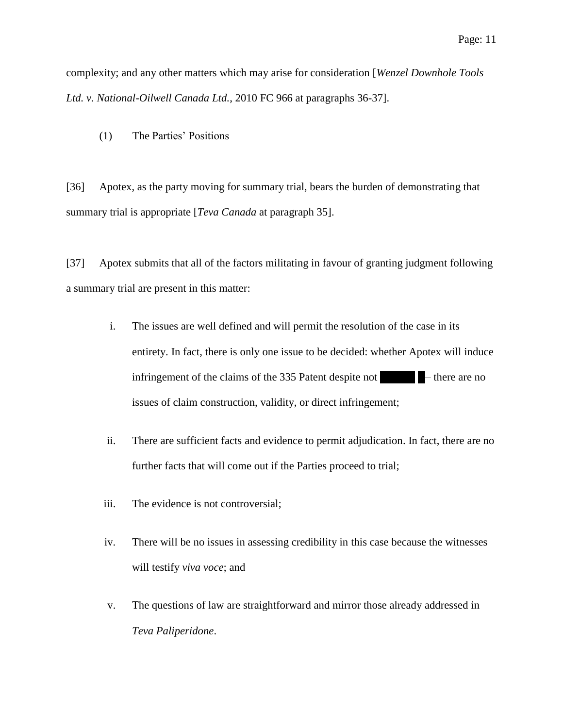complexity; and any other matters which may arise for consideration [*Wenzel Downhole Tools Ltd. v. National-Oilwell Canada Ltd.*, 2010 FC 966 at paragraphs 36-37].

(1) The Parties' Positions

[36] Apotex, as the party moving for summary trial, bears the burden of demonstrating that summary trial is appropriate [*Teva Canada* at paragraph 35].

[37] Apotex submits that all of the factors militating in favour of granting judgment following a summary trial are present in this matter:

i. The issues are well defined and will permit the resolution of the case in its entirety. In fact, there is only one issue to be decided: whether Apotex will induce infringement of the claims of the 335 Patent despite not ██████ █– there are no issues of claim construction, validity, or direct infringement;

ii. There are sufficient facts and evidence to permit adjudication. In fact, there are no further facts that will come out if the Parties proceed to trial;

iii. The evidence is not controversial;

iv. There will be no issues in assessing credibility in this case because the witnesses will testify *viva voce*; and

v. The questions of law are straightforward and mirror those already addressed in *Teva Paliperidone*.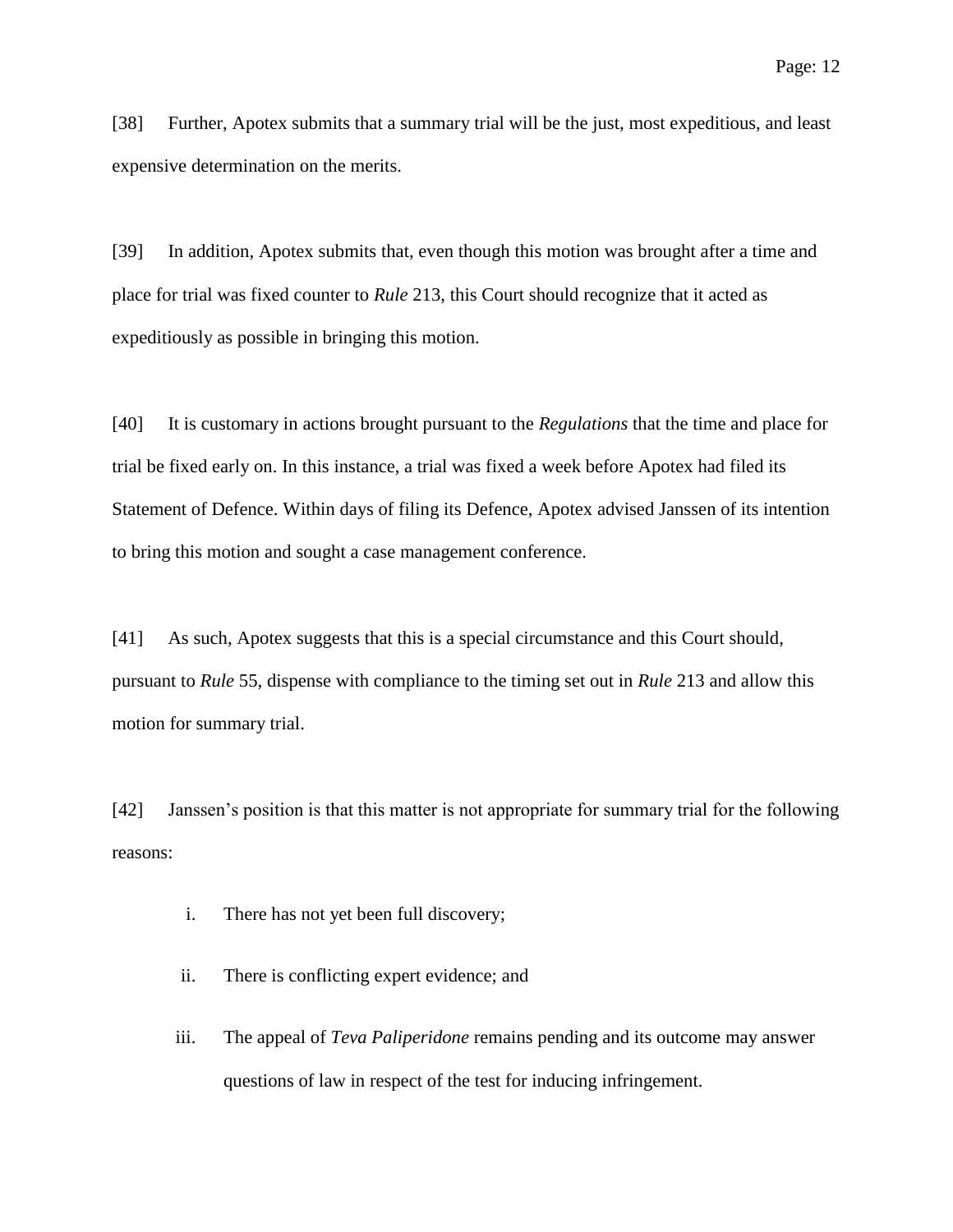[38] Further, Apotex submits that a summary trial will be the just, most expeditious, and least expensive determination on the merits.

[39] In addition, Apotex submits that, even though this motion was brought after a time and place for trial was fixed counter to *Rule* 213, this Court should recognize that it acted as expeditiously as possible in bringing this motion.

[40] It is customary in actions brought pursuant to the *Regulations* that the time and place for trial be fixed early on. In this instance, a trial was fixed a week before Apotex had filed its Statement of Defence. Within days of filing its Defence, Apotex advised Janssen of its intention to bring this motion and sought a case management conference.

[41] As such, Apotex suggests that this is a special circumstance and this Court should, pursuant to *Rule* 55, dispense with compliance to the timing set out in *Rule* 213 and allow this motion for summary trial.

[42] Janssen's position is that this matter is not appropriate for summary trial for the following reasons:

i. There has not yet been full discovery;

ii. There is conflicting expert evidence; and

iii. The appeal of *Teva Paliperidone* remains pending and its outcome may answer questions of law in respect of the test for inducing infringement.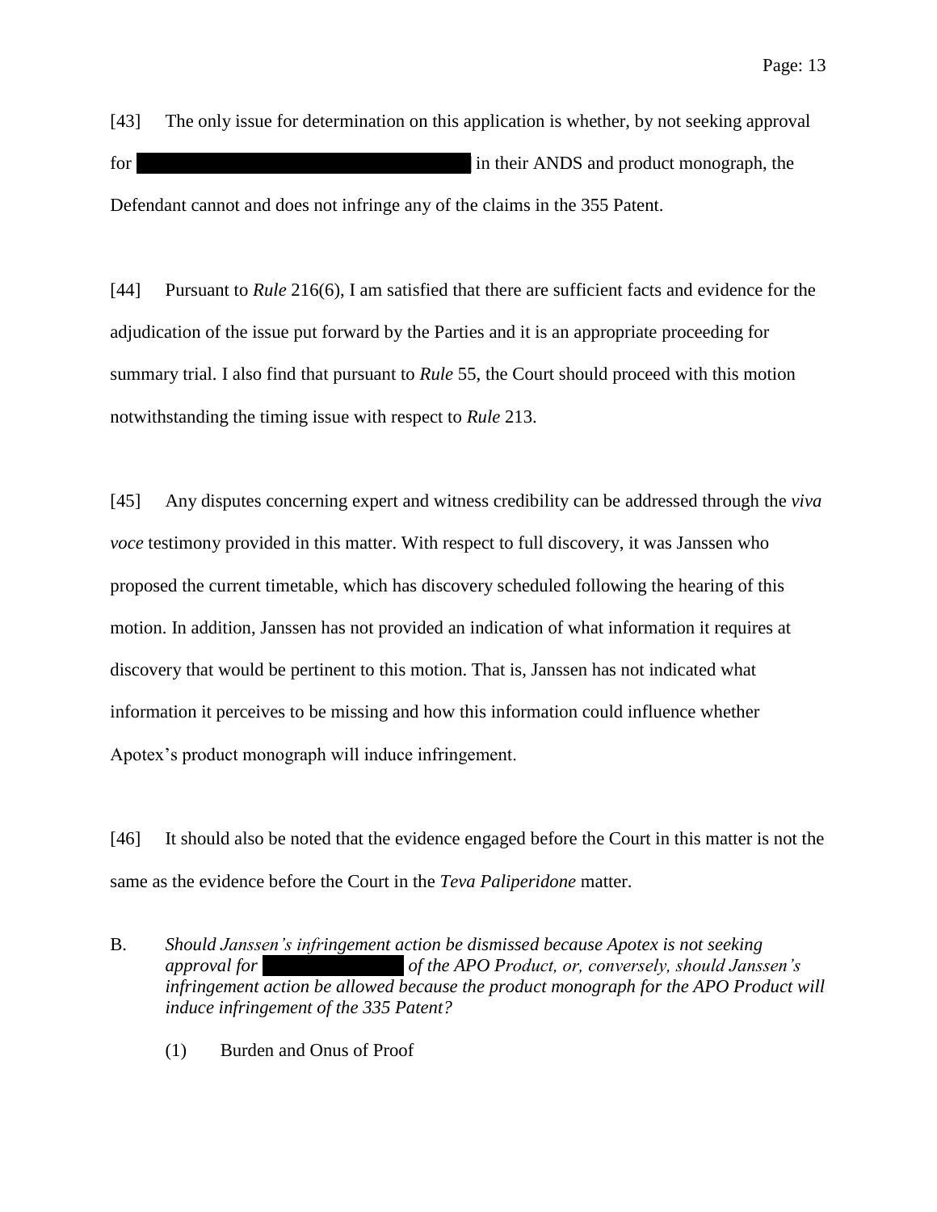[43] The only issue for determination on this application is whether, by not seeking approval for ████████████████████ in their ANDS and product monograph, the Defendant cannot and does not infringe any of the claims in the 355 Patent.

[44] Pursuant to *Rule* 216(6), I am satisfied that there are sufficient facts and evidence for the adjudication of the issue put forward by the Parties and it is an appropriate proceeding for summary trial. I also find that pursuant to *Rule* 55, the Court should proceed with this motion notwithstanding the timing issue with respect to *Rule* 213.

[45] Any disputes concerning expert and witness credibility can be addressed through the *viva voce* testimony provided in this matter. With respect to full discovery, it was Janssen who proposed the current timetable, which has discovery scheduled following the hearing of this motion. In addition, Janssen has not provided an indication of what information it requires at discovery that would be pertinent to this motion. That is, Janssen has not indicated what information it perceives to be missing and how this information could influence whether Apotex's product monograph will induce infringement.

[46] It should also be noted that the evidence engaged before the Court in this matter is not the same as the evidence before the Court in the *Teva Paliperidone* matter.

B. *Should Janssen's infringement action be dismissed because Apotex is not seeking approval for* ████████ *of the APO Product, or, conversely, should Janssen's infringement action be allowed because the product monograph for the APO Product will induce infringement of the 335 Patent?*

(1) Burden and Onus of Proof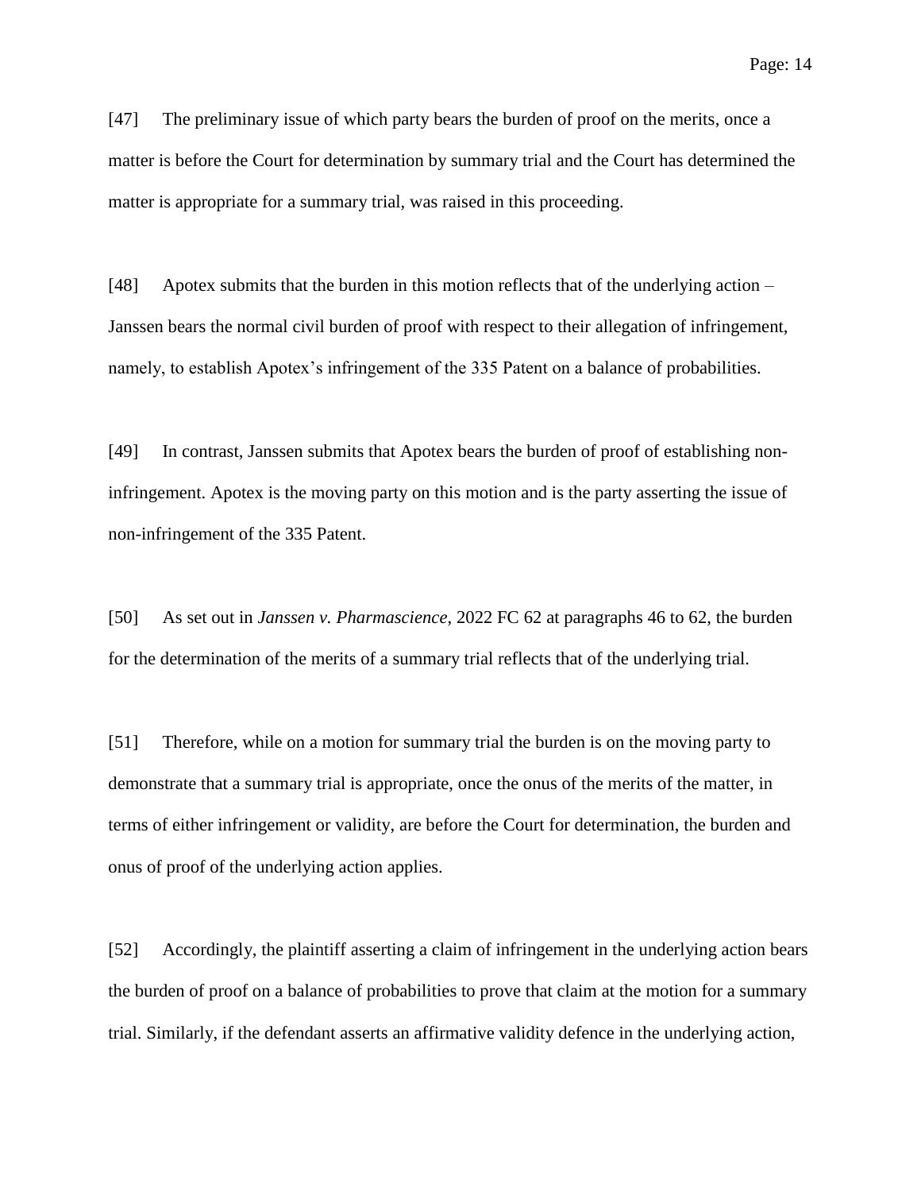[47] The preliminary issue of which party bears the burden of proof on the merits, once a matter is before the Court for determination by summary trial and the Court has determined the matter is appropriate for a summary trial, was raised in this proceeding.

[48] Apotex submits that the burden in this motion reflects that of the underlying action – Janssen bears the normal civil burden of proof with respect to their allegation of infringement, namely, to establish Apotex's infringement of the 335 Patent on a balance of probabilities.

[49] In contrast, Janssen submits that Apotex bears the burden of proof of establishing non-infringement. Apotex is the moving party on this motion and is the party asserting the issue of non-infringement of the 335 Patent.

[50] As set out in *Janssen v. Pharmascience*, 2022 FC 62 at paragraphs 46 to 62, the burden for the determination of the merits of a summary trial reflects that of the underlying trial.

[51] Therefore, while on a motion for summary trial the burden is on the moving party to demonstrate that a summary trial is appropriate, once the onus of the merits of the matter, in terms of either infringement or validity, are before the Court for determination, the burden and onus of proof of the underlying action applies.

[52] Accordingly, the plaintiff asserting a claim of infringement in the underlying action bears the burden of proof on a balance of probabilities to prove that claim at the motion for a summary trial. Similarly, if the defendant asserts an affirmative validity defence in the underlying action,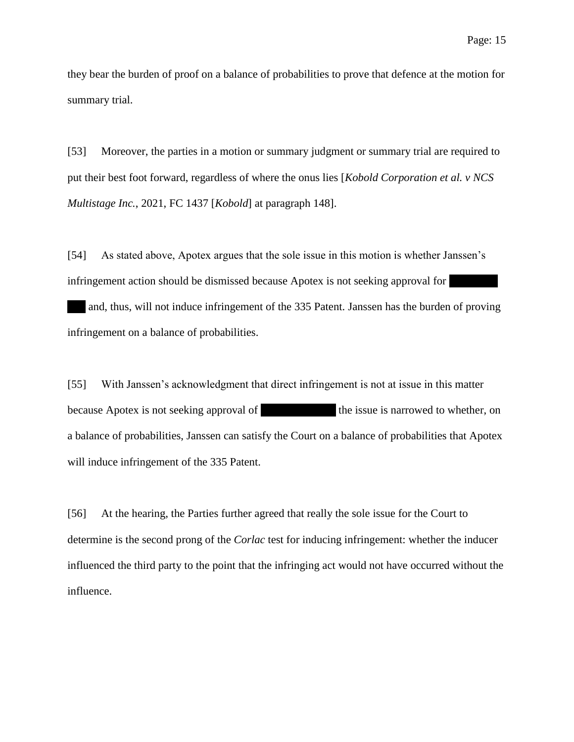they bear the burden of proof on a balance of probabilities to prove that defence at the motion for summary trial.

[53] Moreover, the parties in a motion or summary judgment or summary trial are required to put their best foot forward, regardless of where the onus lies [*Kobold Corporation et al. v NCS Multistage Inc.*, 2021, FC 1437 [*Kobold*] at paragraph 148].

[54] As stated above, Apotex argues that the sole issue in this motion is whether Janssen's infringement action should be dismissed because Apotex is not seeking approval for ██████ ██ and, thus, will not induce infringement of the 335 Patent. Janssen has the burden of proving infringement on a balance of probabilities.

[55] With Janssen's acknowledgment that direct infringement is not at issue in this matter because Apotex is not seeking approval of ██████████ the issue is narrowed to whether, on a balance of probabilities, Janssen can satisfy the Court on a balance of probabilities that Apotex will induce infringement of the 335 Patent.

[56] At the hearing, the Parties further agreed that really the sole issue for the Court to determine is the second prong of the *Corlac* test for inducing infringement: whether the inducer influenced the third party to the point that the infringing act would not have occurred without the influence.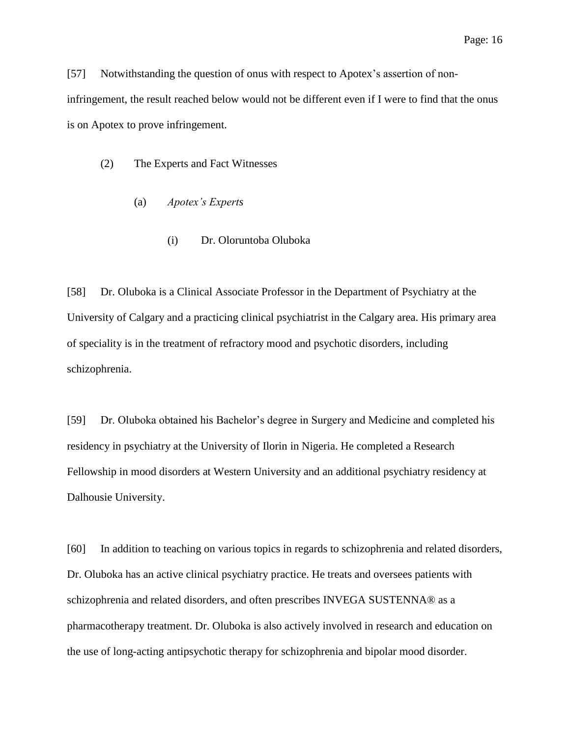[57] Notwithstanding the question of onus with respect to Apotex's assertion of non-infringement, the result reached below would not be different even if I were to find that the onus is on Apotex to prove infringement.

## (2) The Experts and Fact Witnesses

### (a) *Apotex's Experts*

#### (i) Dr. Oloruntoba Oluboka

[58] Dr. Oluboka is a Clinical Associate Professor in the Department of Psychiatry at the University of Calgary and a practicing clinical psychiatrist in the Calgary area. His primary area of speciality is in the treatment of refractory mood and psychotic disorders, including schizophrenia.

[59] Dr. Oluboka obtained his Bachelor's degree in Surgery and Medicine and completed his residency in psychiatry at the University of Ilorin in Nigeria. He completed a Research Fellowship in mood disorders at Western University and an additional psychiatry residency at Dalhousie University.

[60] In addition to teaching on various topics in regards to schizophrenia and related disorders, Dr. Oluboka has an active clinical psychiatry practice. He treats and oversees patients with schizophrenia and related disorders, and often prescribes INVEGA SUSTENNA® as a pharmacotherapy treatment. Dr. Oluboka is also actively involved in research and education on the use of long-acting antipsychotic therapy for schizophrenia and bipolar mood disorder.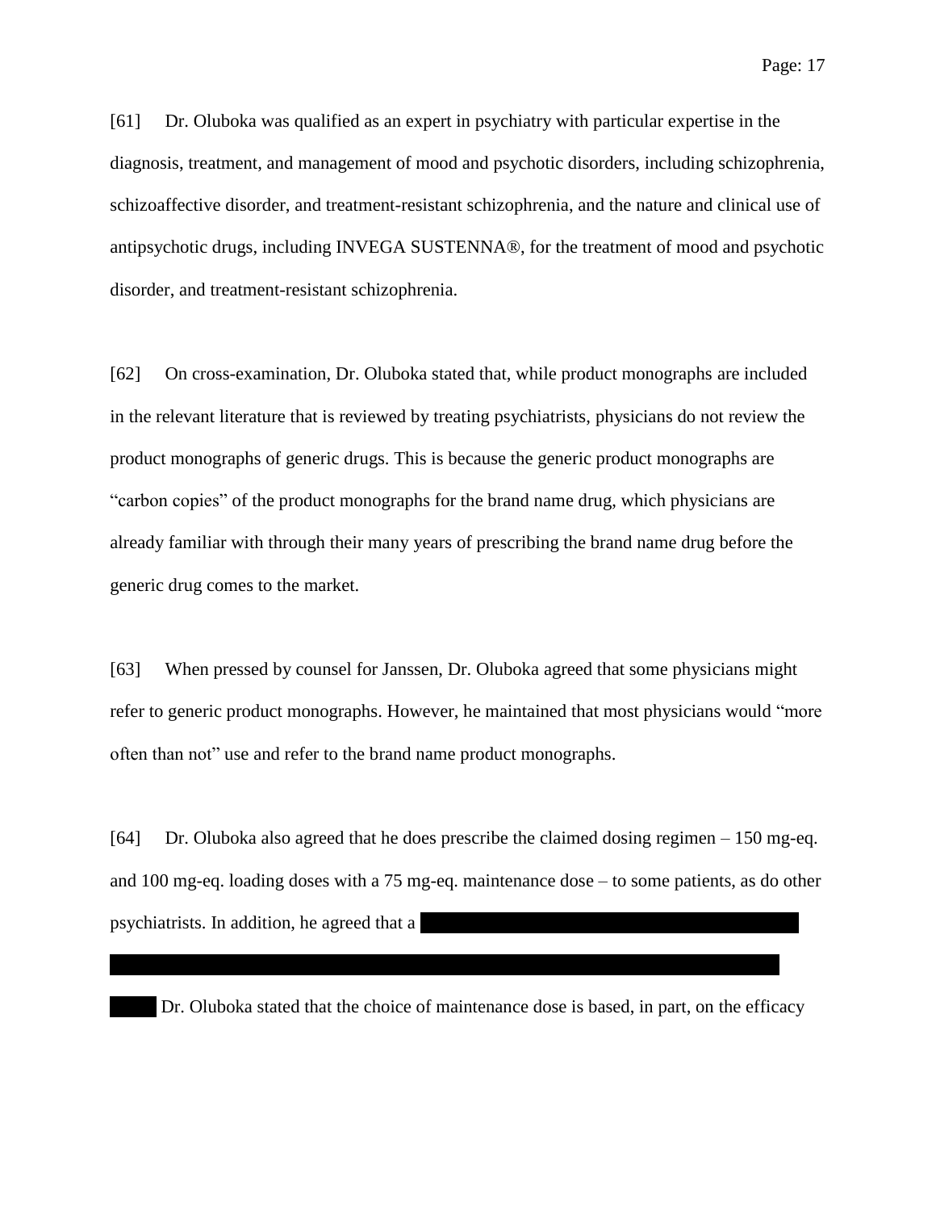[61] Dr. Oluboka was qualified as an expert in psychiatry with particular expertise in the diagnosis, treatment, and management of mood and psychotic disorders, including schizophrenia, schizoaffective disorder, and treatment-resistant schizophrenia, and the nature and clinical use of antipsychotic drugs, including INVEGA SUSTENNA®, for the treatment of mood and psychotic disorder, and treatment-resistant schizophrenia.

[62] On cross-examination, Dr. Oluboka stated that, while product monographs are included in the relevant literature that is reviewed by treating psychiatrists, physicians do not review the product monographs of generic drugs. This is because the generic product monographs are "carbon copies" of the product monographs for the brand name drug, which physicians are already familiar with through their many years of prescribing the brand name drug before the generic drug comes to the market.

[63] When pressed by counsel for Janssen, Dr. Oluboka agreed that some physicians might refer to generic product monographs. However, he maintained that most physicians would "more often than not" use and refer to the brand name product monographs.

[64] Dr. Oluboka also agreed that he does prescribe the claimed dosing regimen – 150 mg-eq. and 100 mg-eq. loading doses with a 75 mg-eq. maintenance dose – to some patients, as do other psychiatrists. In addition, he agreed that a [REDACTED] Dr. Oluboka stated that the choice of maintenance dose is based, in part, on the efficacy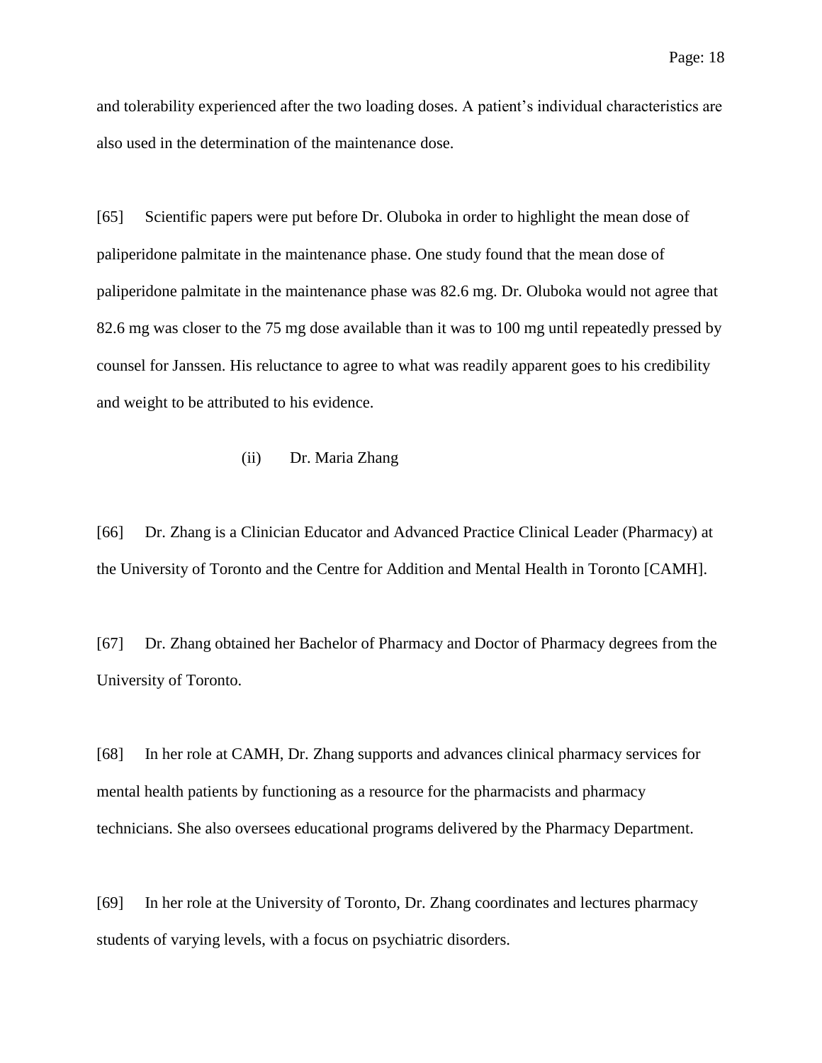and tolerability experienced after the two loading doses. A patient's individual characteristics are also used in the determination of the maintenance dose.

[65] Scientific papers were put before Dr. Oluboka in order to highlight the mean dose of paliperidone palmitate in the maintenance phase. One study found that the mean dose of paliperidone palmitate in the maintenance phase was 82.6 mg. Dr. Oluboka would not agree that 82.6 mg was closer to the 75 mg dose available than it was to 100 mg until repeatedly pressed by counsel for Janssen. His reluctance to agree to what was readily apparent goes to his credibility and weight to be attributed to his evidence.

(ii) Dr. Maria Zhang

[66] Dr. Zhang is a Clinician Educator and Advanced Practice Clinical Leader (Pharmacy) at the University of Toronto and the Centre for Addition and Mental Health in Toronto [CAMH].

[67] Dr. Zhang obtained her Bachelor of Pharmacy and Doctor of Pharmacy degrees from the University of Toronto.

[68] In her role at CAMH, Dr. Zhang supports and advances clinical pharmacy services for mental health patients by functioning as a resource for the pharmacists and pharmacy technicians. She also oversees educational programs delivered by the Pharmacy Department.

[69] In her role at the University of Toronto, Dr. Zhang coordinates and lectures pharmacy students of varying levels, with a focus on psychiatric disorders.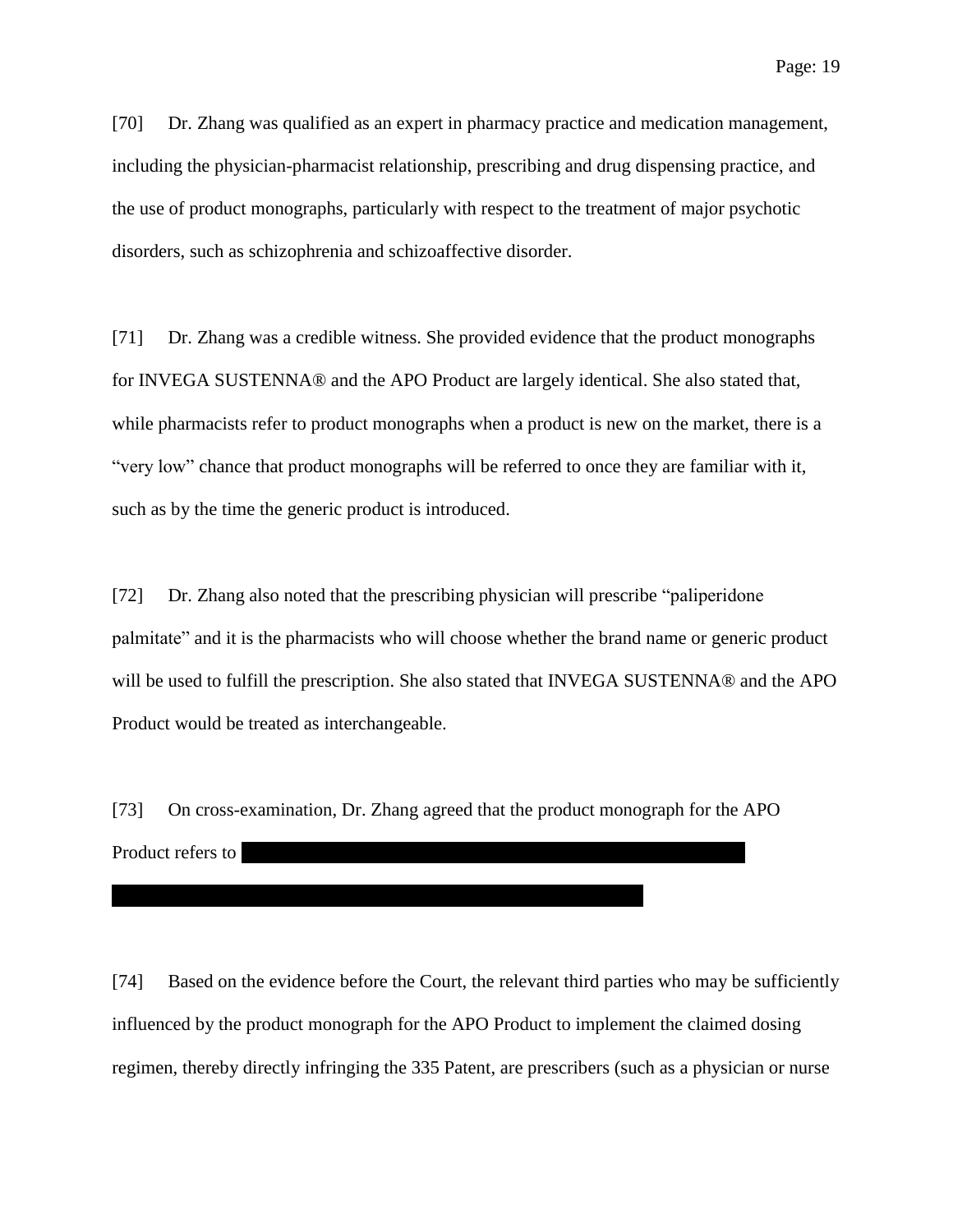[70] Dr. Zhang was qualified as an expert in pharmacy practice and medication management, including the physician-pharmacist relationship, prescribing and drug dispensing practice, and the use of product monographs, particularly with respect to the treatment of major psychotic disorders, such as schizophrenia and schizoaffective disorder.

[71] Dr. Zhang was a credible witness. She provided evidence that the product monographs for INVEGA SUSTENNA® and the APO Product are largely identical. She also stated that, while pharmacists refer to product monographs when a product is new on the market, there is a "very low" chance that product monographs will be referred to once they are familiar with it, such as by the time the generic product is introduced.

[72] Dr. Zhang also noted that the prescribing physician will prescribe "paliperidone palmitate" and it is the pharmacists who will choose whether the brand name or generic product will be used to fulfill the prescription. She also stated that INVEGA SUSTENNA® and the APO Product would be treated as interchangeable.

[73] On cross-examination, Dr. Zhang agreed that the product monograph for the APO Product refers to [REDACTED]

[74] Based on the evidence before the Court, the relevant third parties who may be sufficiently influenced by the product monograph for the APO Product to implement the claimed dosing regimen, thereby directly infringing the 335 Patent, are prescribers (such as a physician or nurse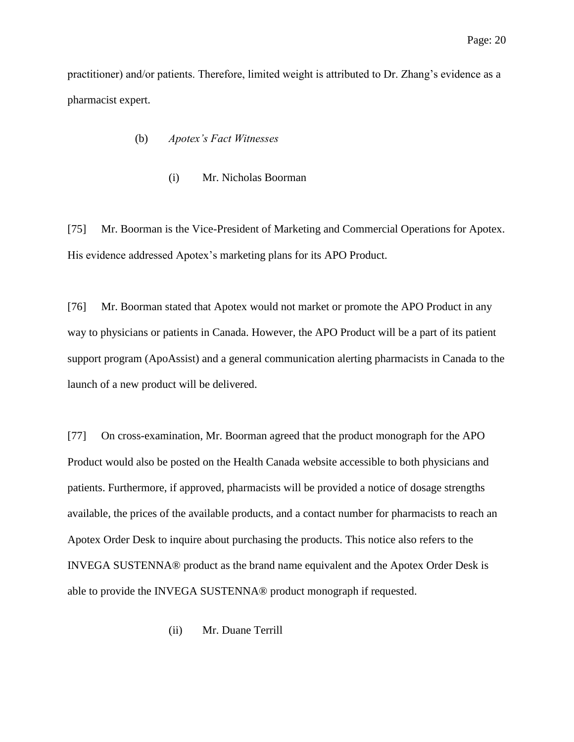practitioner) and/or patients. Therefore, limited weight is attributed to Dr. Zhang's evidence as a pharmacist expert.

(b) *Apotex's Fact Witnesses*

(i) Mr. Nicholas Boorman

[75] Mr. Boorman is the Vice-President of Marketing and Commercial Operations for Apotex. His evidence addressed Apotex's marketing plans for its APO Product.

[76] Mr. Boorman stated that Apotex would not market or promote the APO Product in any way to physicians or patients in Canada. However, the APO Product will be a part of its patient support program (ApoAssist) and a general communication alerting pharmacists in Canada to the launch of a new product will be delivered.

[77] On cross-examination, Mr. Boorman agreed that the product monograph for the APO Product would also be posted on the Health Canada website accessible to both physicians and patients. Furthermore, if approved, pharmacists will be provided a notice of dosage strengths available, the prices of the available products, and a contact number for pharmacists to reach an Apotex Order Desk to inquire about purchasing the products. This notice also refers to the INVEGA SUSTENNA® product as the brand name equivalent and the Apotex Order Desk is able to provide the INVEGA SUSTENNA® product monograph if requested.

(ii) Mr. Duane Terrill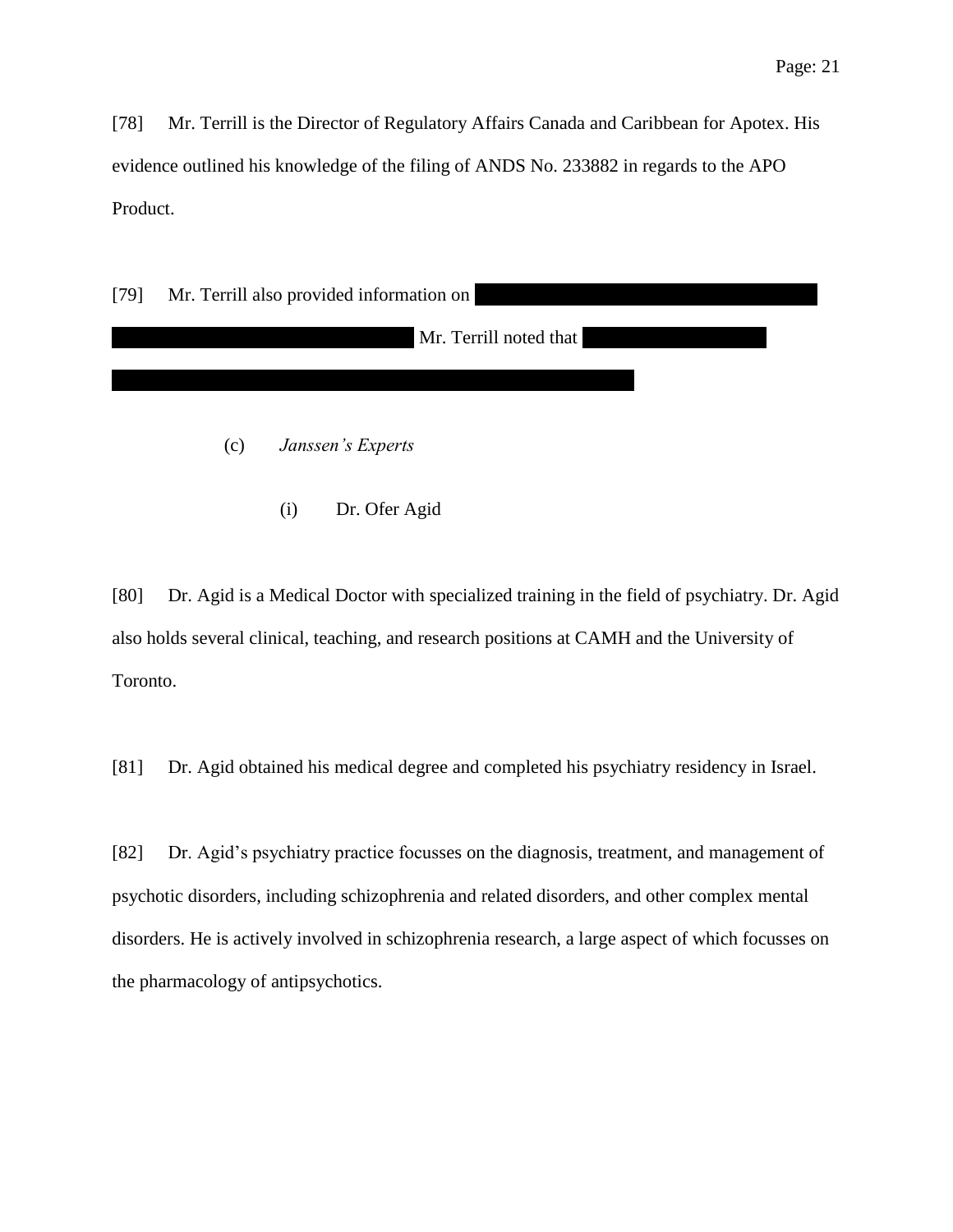[78] Mr. Terrill is the Director of Regulatory Affairs Canada and Caribbean for Apotex. His evidence outlined his knowledge of the filing of ANDS No. 233882 in regards to the APO Product.

[79] Mr. Terrill also provided information on ████████████████████████ ████████████████████ Mr. Terrill noted that ███████████ ████████████████████████████████████

(c) *Janssen's Experts*

(i) Dr. Ofer Agid

[80] Dr. Agid is a Medical Doctor with specialized training in the field of psychiatry. Dr. Agid also holds several clinical, teaching, and research positions at CAMH and the University of Toronto.

[81] Dr. Agid obtained his medical degree and completed his psychiatry residency in Israel.

[82] Dr. Agid's psychiatry practice focusses on the diagnosis, treatment, and management of psychotic disorders, including schizophrenia and related disorders, and other complex mental disorders. He is actively involved in schizophrenia research, a large aspect of which focusses on the pharmacology of antipsychotics.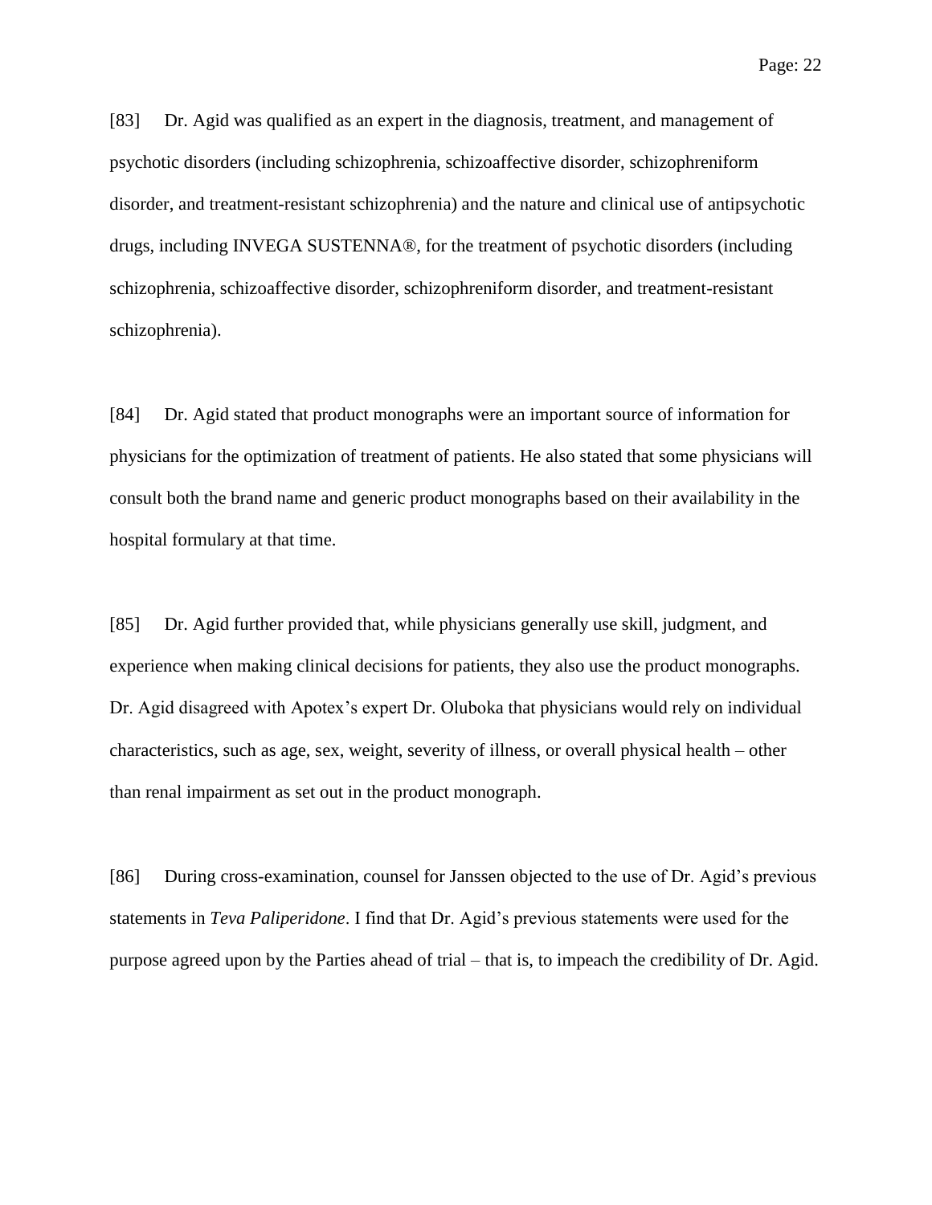[83] Dr. Agid was qualified as an expert in the diagnosis, treatment, and management of psychotic disorders (including schizophrenia, schizoaffective disorder, schizophreniform disorder, and treatment-resistant schizophrenia) and the nature and clinical use of antipsychotic drugs, including INVEGA SUSTENNA®, for the treatment of psychotic disorders (including schizophrenia, schizoaffective disorder, schizophreniform disorder, and treatment-resistant schizophrenia).

[84] Dr. Agid stated that product monographs were an important source of information for physicians for the optimization of treatment of patients. He also stated that some physicians will consult both the brand name and generic product monographs based on their availability in the hospital formulary at that time.

[85] Dr. Agid further provided that, while physicians generally use skill, judgment, and experience when making clinical decisions for patients, they also use the product monographs. Dr. Agid disagreed with Apotex's expert Dr. Oluboka that physicians would rely on individual characteristics, such as age, sex, weight, severity of illness, or overall physical health – other than renal impairment as set out in the product monograph.

[86] During cross-examination, counsel for Janssen objected to the use of Dr. Agid's previous statements in *Teva Paliperidone*. I find that Dr. Agid's previous statements were used for the purpose agreed upon by the Parties ahead of trial – that is, to impeach the credibility of Dr. Agid.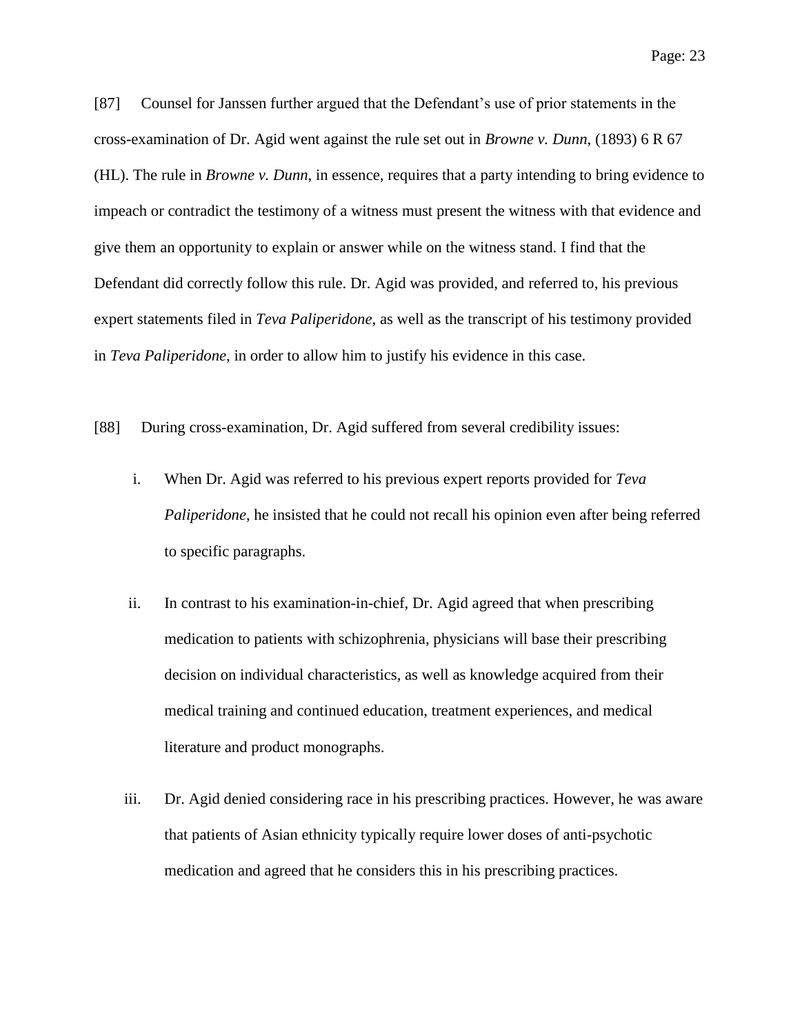[87] Counsel for Janssen further argued that the Defendant's use of prior statements in the cross-examination of Dr. Agid went against the rule set out in *Browne v. Dunn*, (1893) 6 R 67 (HL). The rule in *Browne v. Dunn*, in essence, requires that a party intending to bring evidence to impeach or contradict the testimony of a witness must present the witness with that evidence and give them an opportunity to explain or answer while on the witness stand. I find that the Defendant did correctly follow this rule. Dr. Agid was provided, and referred to, his previous expert statements filed in *Teva Paliperidone*, as well as the transcript of his testimony provided in *Teva Paliperidone*, in order to allow him to justify his evidence in this case.

[88] During cross-examination, Dr. Agid suffered from several credibility issues:

i. When Dr. Agid was referred to his previous expert reports provided for *Teva Paliperidone*, he insisted that he could not recall his opinion even after being referred to specific paragraphs.

ii. In contrast to his examination-in-chief, Dr. Agid agreed that when prescribing medication to patients with schizophrenia, physicians will base their prescribing decision on individual characteristics, as well as knowledge acquired from their medical training and continued education, treatment experiences, and medical literature and product monographs.

iii. Dr. Agid denied considering race in his prescribing practices. However, he was aware that patients of Asian ethnicity typically require lower doses of anti-psychotic medication and agreed that he considers this in his prescribing practices.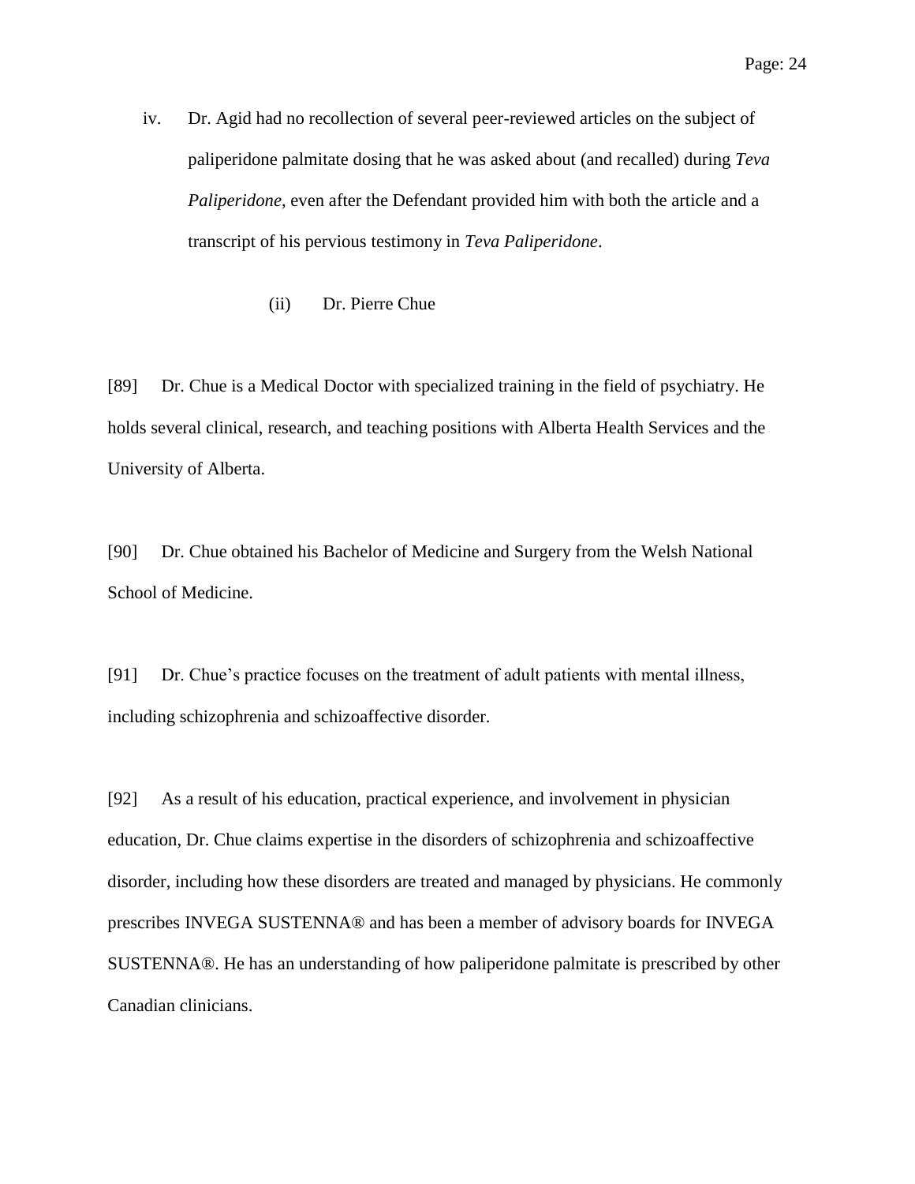iv. Dr. Agid had no recollection of several peer-reviewed articles on the subject of paliperidone palmitate dosing that he was asked about (and recalled) during *Teva Paliperidone*, even after the Defendant provided him with both the article and a transcript of his pervious testimony in *Teva Paliperidone*.

(ii) Dr. Pierre Chue

[89] Dr. Chue is a Medical Doctor with specialized training in the field of psychiatry. He holds several clinical, research, and teaching positions with Alberta Health Services and the University of Alberta.

[90] Dr. Chue obtained his Bachelor of Medicine and Surgery from the Welsh National School of Medicine.

[91] Dr. Chue's practice focuses on the treatment of adult patients with mental illness, including schizophrenia and schizoaffective disorder.

[92] As a result of his education, practical experience, and involvement in physician education, Dr. Chue claims expertise in the disorders of schizophrenia and schizoaffective disorder, including how these disorders are treated and managed by physicians. He commonly prescribes INVEGA SUSTENNA® and has been a member of advisory boards for INVEGA SUSTENNA®. He has an understanding of how paliperidone palmitate is prescribed by other Canadian clinicians.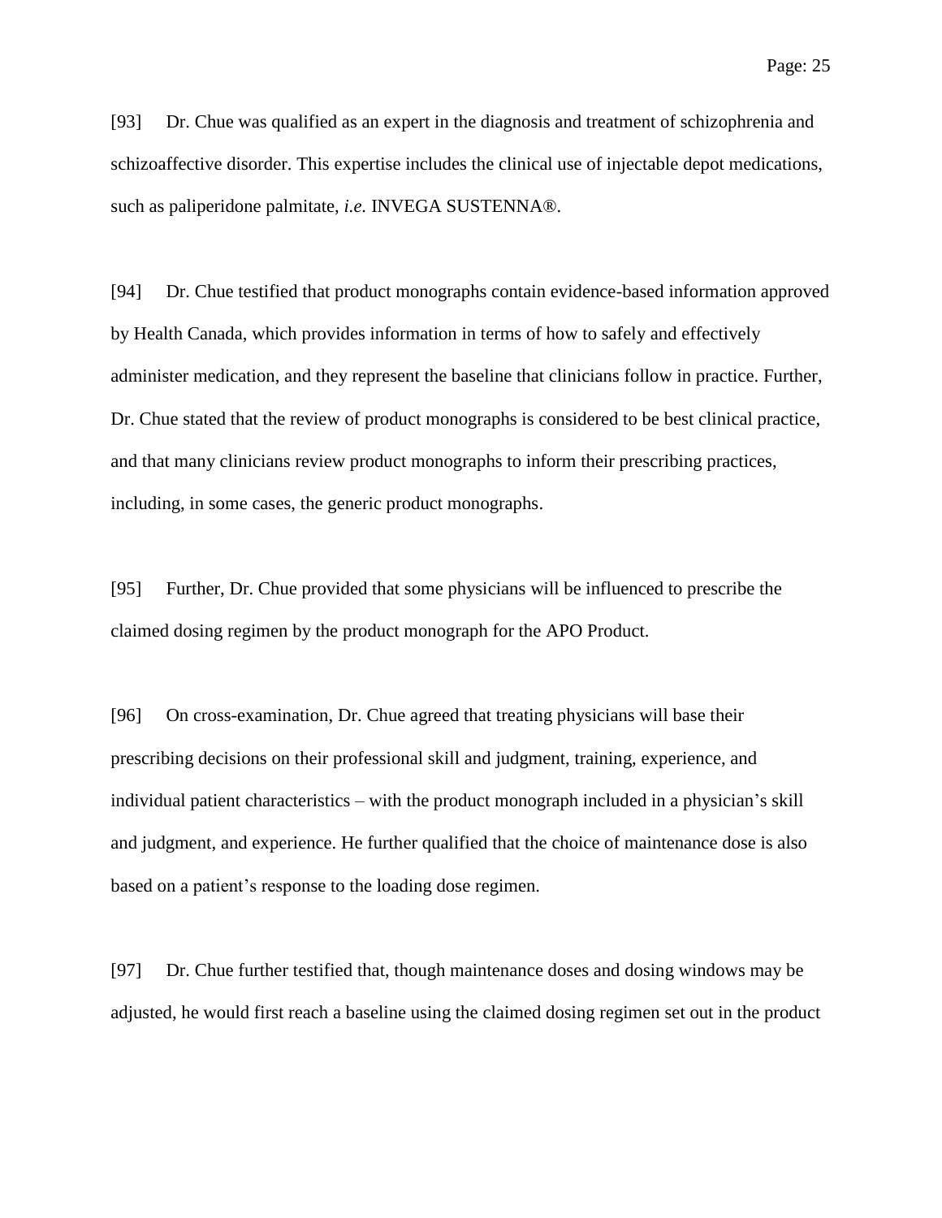[93] Dr. Chue was qualified as an expert in the diagnosis and treatment of schizophrenia and schizoaffective disorder. This expertise includes the clinical use of injectable depot medications, such as paliperidone palmitate, *i.e.* INVEGA SUSTENNA®.

[94] Dr. Chue testified that product monographs contain evidence-based information approved by Health Canada, which provides information in terms of how to safely and effectively administer medication, and they represent the baseline that clinicians follow in practice. Further, Dr. Chue stated that the review of product monographs is considered to be best clinical practice, and that many clinicians review product monographs to inform their prescribing practices, including, in some cases, the generic product monographs.

[95] Further, Dr. Chue provided that some physicians will be influenced to prescribe the claimed dosing regimen by the product monograph for the APO Product.

[96] On cross-examination, Dr. Chue agreed that treating physicians will base their prescribing decisions on their professional skill and judgment, training, experience, and individual patient characteristics – with the product monograph included in a physician's skill and judgment, and experience. He further qualified that the choice of maintenance dose is also based on a patient's response to the loading dose regimen.

[97] Dr. Chue further testified that, though maintenance doses and dosing windows may be adjusted, he would first reach a baseline using the claimed dosing regimen set out in the product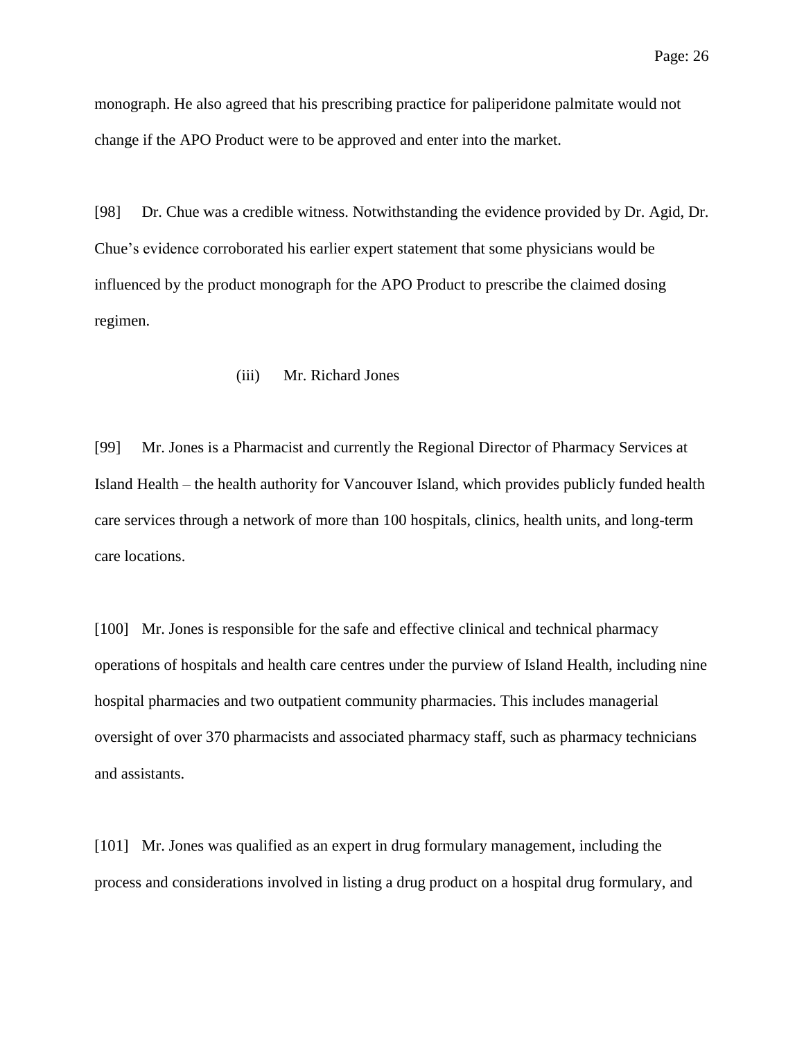monograph. He also agreed that his prescribing practice for paliperidone palmitate would not change if the APO Product were to be approved and enter into the market.

[98] Dr. Chue was a credible witness. Notwithstanding the evidence provided by Dr. Agid, Dr. Chue's evidence corroborated his earlier expert statement that some physicians would be influenced by the product monograph for the APO Product to prescribe the claimed dosing regimen.

(iii) Mr. Richard Jones

[99] Mr. Jones is a Pharmacist and currently the Regional Director of Pharmacy Services at Island Health – the health authority for Vancouver Island, which provides publicly funded health care services through a network of more than 100 hospitals, clinics, health units, and long-term care locations.

[100] Mr. Jones is responsible for the safe and effective clinical and technical pharmacy operations of hospitals and health care centres under the purview of Island Health, including nine hospital pharmacies and two outpatient community pharmacies. This includes managerial oversight of over 370 pharmacists and associated pharmacy staff, such as pharmacy technicians and assistants.

[101] Mr. Jones was qualified as an expert in drug formulary management, including the process and considerations involved in listing a drug product on a hospital drug formulary, and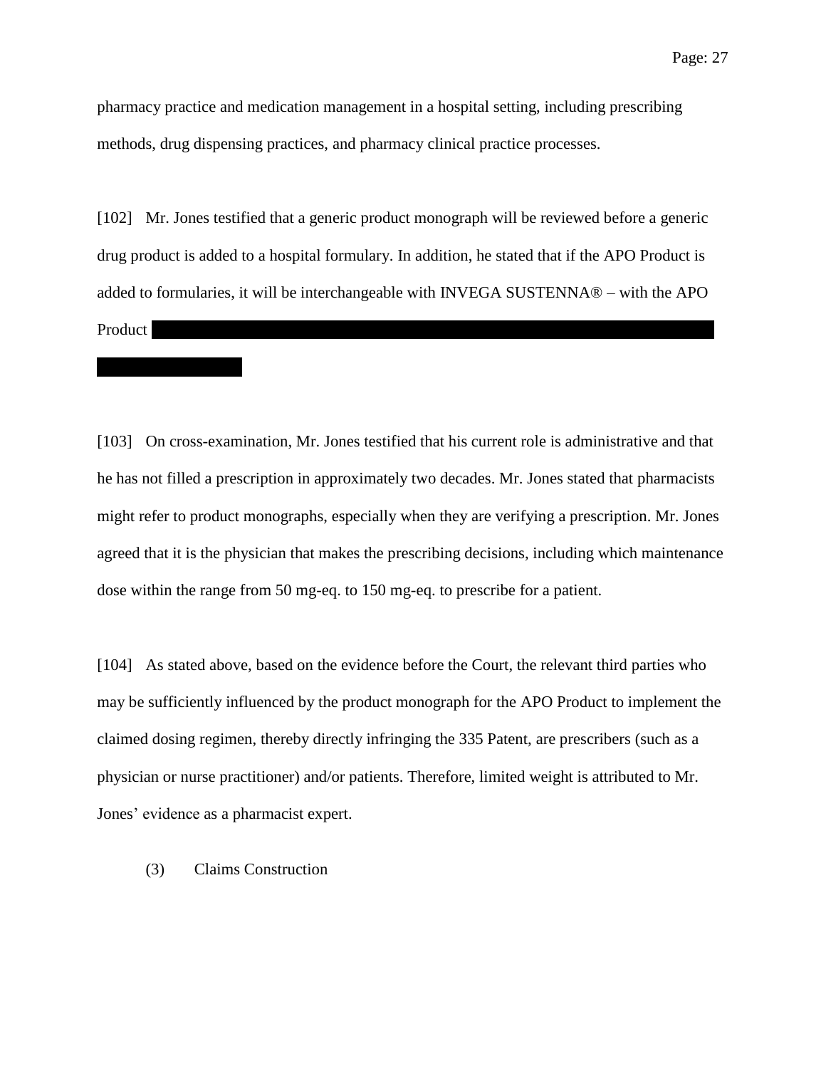pharmacy practice and medication management in a hospital setting, including prescribing methods, drug dispensing practices, and pharmacy clinical practice processes.

[102] Mr. Jones testified that a generic product monograph will be reviewed before a generic drug product is added to a hospital formulary. In addition, he stated that if the APO Product is added to formularies, it will be interchangeable with INVEGA SUSTENNA® – with the APO Product [REDACTED]

[103] On cross-examination, Mr. Jones testified that his current role is administrative and that he has not filled a prescription in approximately two decades. Mr. Jones stated that pharmacists might refer to product monographs, especially when they are verifying a prescription. Mr. Jones agreed that it is the physician that makes the prescribing decisions, including which maintenance dose within the range from 50 mg-eq. to 150 mg-eq. to prescribe for a patient.

[104] As stated above, based on the evidence before the Court, the relevant third parties who may be sufficiently influenced by the product monograph for the APO Product to implement the claimed dosing regimen, thereby directly infringing the 335 Patent, are prescribers (such as a physician or nurse practitioner) and/or patients. Therefore, limited weight is attributed to Mr. Jones' evidence as a pharmacist expert.

### (3) Claims Construction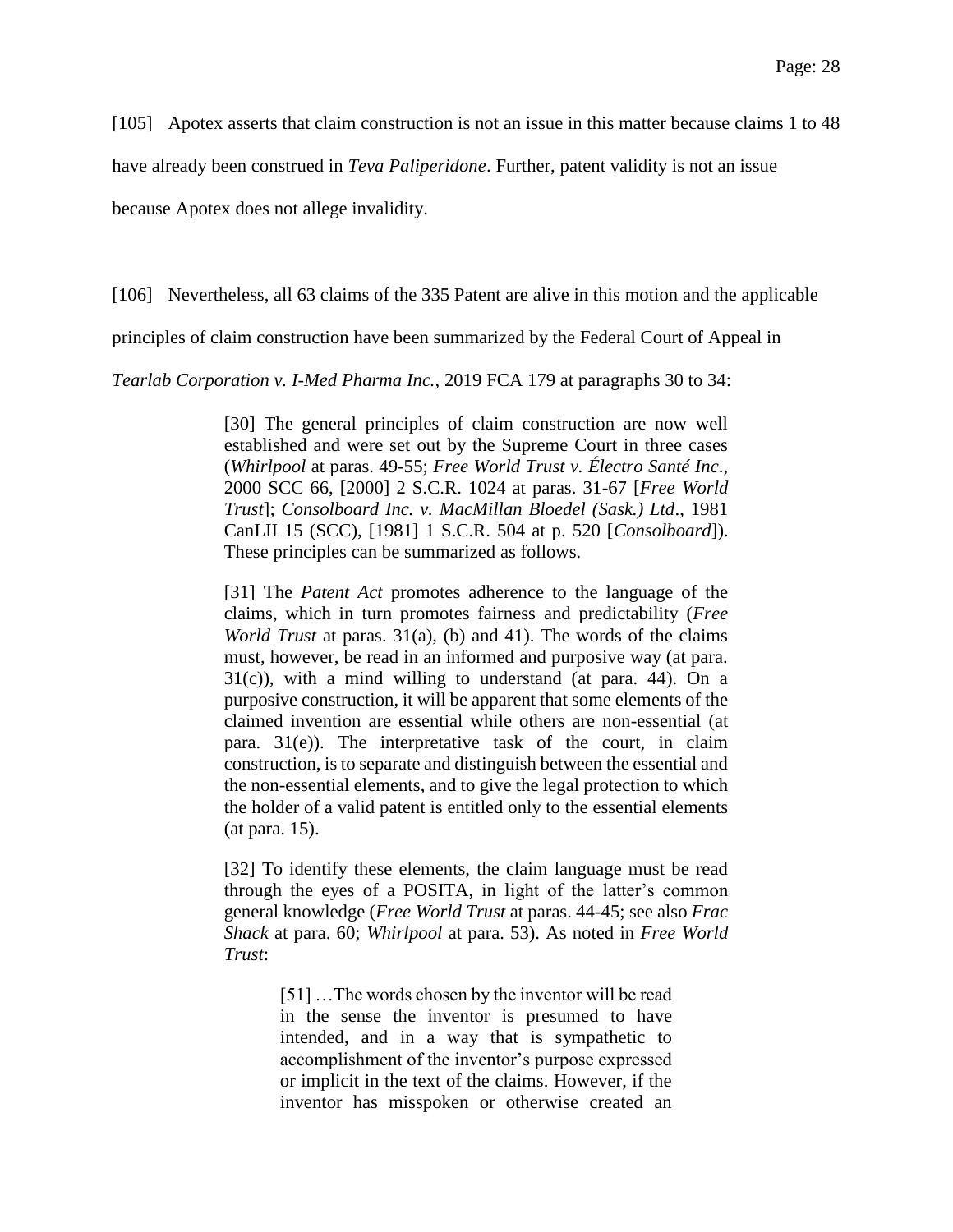[105] Apotex asserts that claim construction is not an issue in this matter because claims 1 to 48 have already been construed in *Teva Paliperidone*. Further, patent validity is not an issue because Apotex does not allege invalidity.

[106] Nevertheless, all 63 claims of the 335 Patent are alive in this motion and the applicable principles of claim construction have been summarized by the Federal Court of Appeal in *Tearlab Corporation v. I-Med Pharma Inc.*, 2019 FCA 179 at paragraphs 30 to 34:

> [30] The general principles of claim construction are now well established and were set out by the Supreme Court in three cases (*Whirlpool* at paras. 49-55; *Free World Trust v. Électro Santé Inc.*, 2000 SCC 66, [2000] 2 S.C.R. 1024 at paras. 31-67 [*Free World Trust*]; *Consolboard Inc. v. MacMillan Bloedel (Sask.) Ltd*., 1981 CanLII 15 (SCC), [1981] 1 S.C.R. 504 at p. 520 [*Consolboard*]). These principles can be summarized as follows.
>
> [31] The *Patent Act* promotes adherence to the language of the claims, which in turn promotes fairness and predictability (*Free World Trust* at paras. 31(a), (b) and 41). The words of the claims must, however, be read in an informed and purposive way (at para. 31(c)), with a mind willing to understand (at para. 44). On a purposive construction, it will be apparent that some elements of the claimed invention are essential while others are non-essential (at para. 31(e)). The interpretative task of the court, in claim construction, is to separate and distinguish between the essential and the non-essential elements, and to give the legal protection to which the holder of a valid patent is entitled only to the essential elements (at para. 15).
>
> [32] To identify these elements, the claim language must be read through the eyes of a POSITA, in light of the latter's common general knowledge (*Free World Trust* at paras. 44-45; see also *Frac Shack* at para. 60; *Whirlpool* at para. 53). As noted in *Free World Trust*:
>
> > [51] …The words chosen by the inventor will be read in the sense the inventor is presumed to have intended, and in a way that is sympathetic to accomplishment of the inventor's purpose expressed or implicit in the text of the claims. However, if the inventor has misspoken or otherwise created an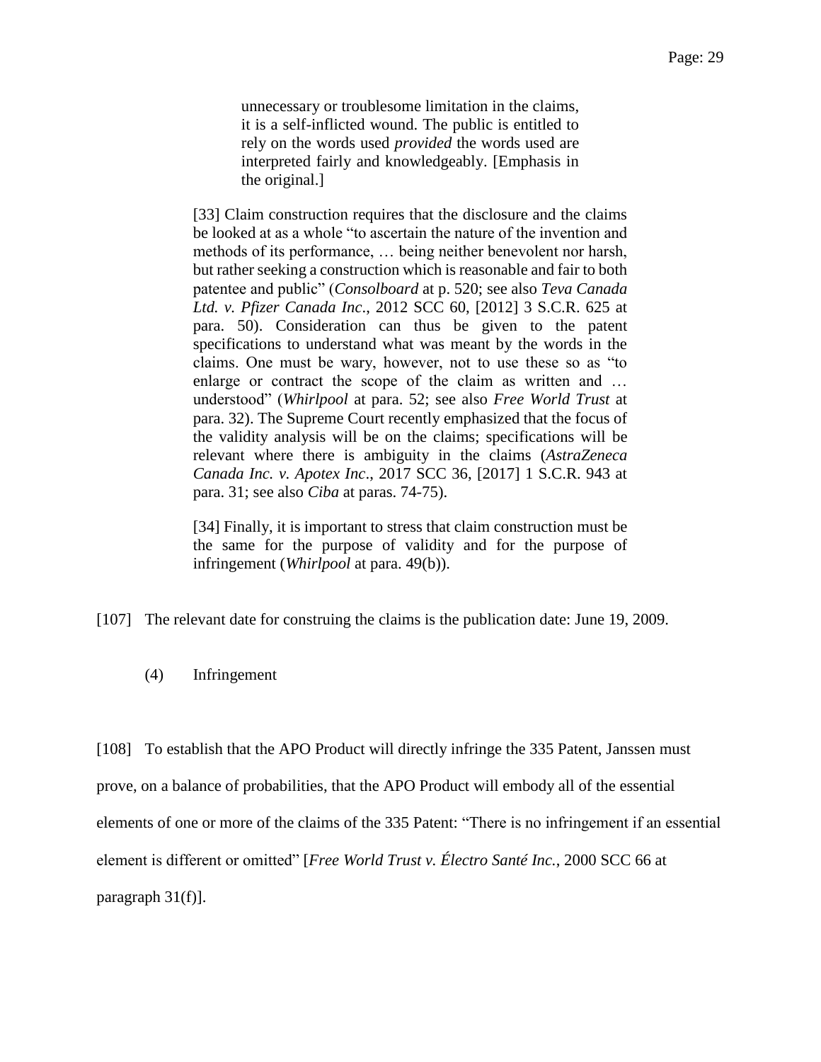> unnecessary or troublesome limitation in the claims, it is a self-inflicted wound. The public is entitled to rely on the words used *provided* the words used are interpreted fairly and knowledgeably. [Emphasis in the original.]

> [33] Claim construction requires that the disclosure and the claims be looked at as a whole "to ascertain the nature of the invention and methods of its performance, … being neither benevolent nor harsh, but rather seeking a construction which is reasonable and fair to both patentee and public" (*Consolboard* at p. 520; see also *Teva Canada Ltd. v. Pfizer Canada Inc*., 2012 SCC 60, [2012] 3 S.C.R. 625 at para. 50). Consideration can thus be given to the patent specifications to understand what was meant by the words in the claims. One must be wary, however, not to use these so as "to enlarge or contract the scope of the claim as written and … understood" (*Whirlpool* at para. 52; see also *Free World Trust* at para. 32). The Supreme Court recently emphasized that the focus of the validity analysis will be on the claims; specifications will be relevant where there is ambiguity in the claims (*AstraZeneca Canada Inc. v. Apotex Inc*., 2017 SCC 36, [2017] 1 S.C.R. 943 at para. 31; see also *Ciba* at paras. 74-75).

> [34] Finally, it is important to stress that claim construction must be the same for the purpose of validity and for the purpose of infringement (*Whirlpool* at para. 49(b)).

[107] The relevant date for construing the claims is the publication date: June 19, 2009.

### (4) Infringement

[108] To establish that the APO Product will directly infringe the 335 Patent, Janssen must prove, on a balance of probabilities, that the APO Product will embody all of the essential elements of one or more of the claims of the 335 Patent: "There is no infringement if an essential element is different or omitted" [*Free World Trust v. Électro Santé Inc.*, 2000 SCC 66 at paragraph 31(f)].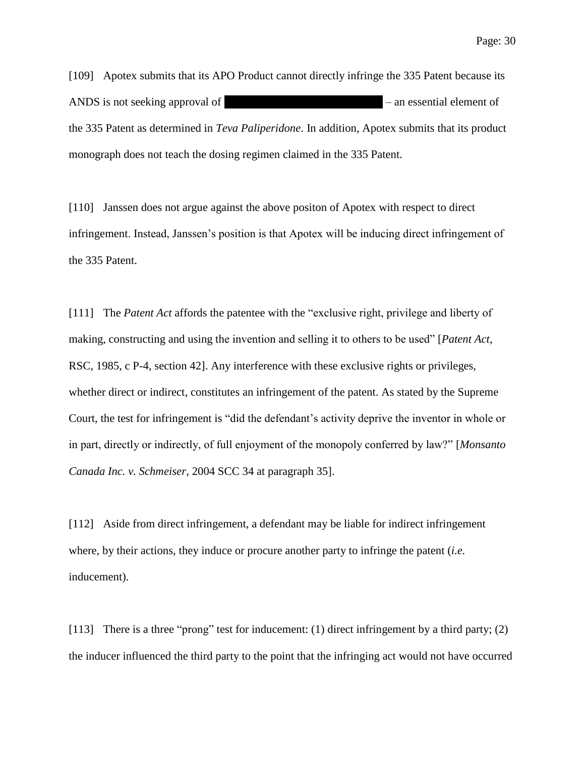[109] Apotex submits that its APO Product cannot directly infringe the 335 Patent because its ANDS is not seeking approval of [REDACTED] – an essential element of the 335 Patent as determined in *Teva Paliperidone*. In addition, Apotex submits that its product monograph does not teach the dosing regimen claimed in the 335 Patent.

[110] Janssen does not argue against the above positon of Apotex with respect to direct infringement. Instead, Janssen's position is that Apotex will be inducing direct infringement of the 335 Patent.

[111] The *Patent Act* affords the patentee with the "exclusive right, privilege and liberty of making, constructing and using the invention and selling it to others to be used" [*Patent Act*, RSC, 1985, c P-4, section 42]. Any interference with these exclusive rights or privileges, whether direct or indirect, constitutes an infringement of the patent. As stated by the Supreme Court, the test for infringement is "did the defendant's activity deprive the inventor in whole or in part, directly or indirectly, of full enjoyment of the monopoly conferred by law?" [*Monsanto Canada Inc. v. Schmeiser*, 2004 SCC 34 at paragraph 35].

[112] Aside from direct infringement, a defendant may be liable for indirect infringement where, by their actions, they induce or procure another party to infringe the patent (*i.e.* inducement).

[113] There is a three "prong" test for inducement: (1) direct infringement by a third party; (2) the inducer influenced the third party to the point that the infringing act would not have occurred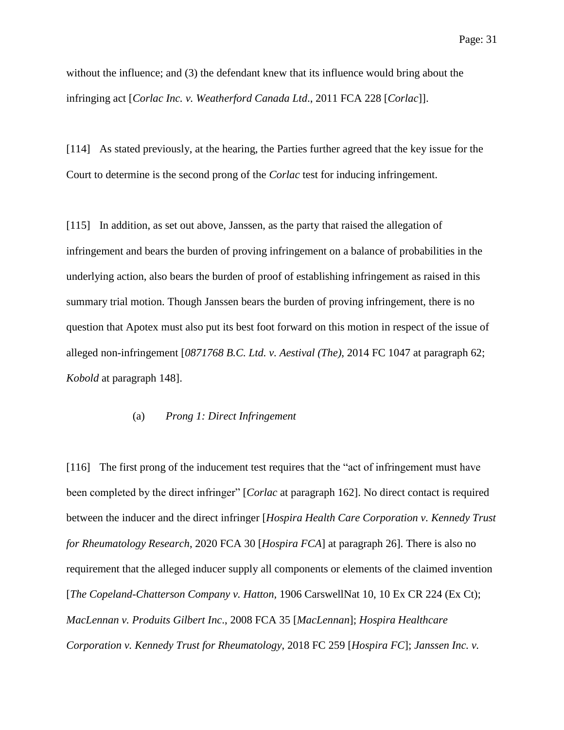without the influence; and (3) the defendant knew that its influence would bring about the infringing act [*Corlac Inc. v. Weatherford Canada Ltd*., 2011 FCA 228 [*Corlac*]].

[114] As stated previously, at the hearing, the Parties further agreed that the key issue for the Court to determine is the second prong of the *Corlac* test for inducing infringement.

[115] In addition, as set out above, Janssen, as the party that raised the allegation of infringement and bears the burden of proving infringement on a balance of probabilities in the underlying action, also bears the burden of proof of establishing infringement as raised in this summary trial motion. Though Janssen bears the burden of proving infringement, there is no question that Apotex must also put its best foot forward on this motion in respect of the issue of alleged non-infringement [*0871768 B.C. Ltd. v. Aestival (The)*, 2014 FC 1047 at paragraph 62; *Kobold* at paragraph 148].

### (a) *Prong 1: Direct Infringement*

[116] The first prong of the inducement test requires that the "act of infringement must have been completed by the direct infringer" [*Corlac* at paragraph 162]. No direct contact is required between the inducer and the direct infringer [*Hospira Health Care Corporation v. Kennedy Trust for Rheumatology Research*, 2020 FCA 30 [*Hospira FCA*] at paragraph 26]. There is also no requirement that the alleged inducer supply all components or elements of the claimed invention [*The Copeland-Chatterson Company v. Hatton*, 1906 CarswellNat 10, 10 Ex CR 224 (Ex Ct); *MacLennan v. Produits Gilbert Inc*., 2008 FCA 35 [*MacLennan*]; *Hospira Healthcare Corporation v. Kennedy Trust for Rheumatology*, 2018 FC 259 [*Hospira FC*]; *Janssen Inc. v.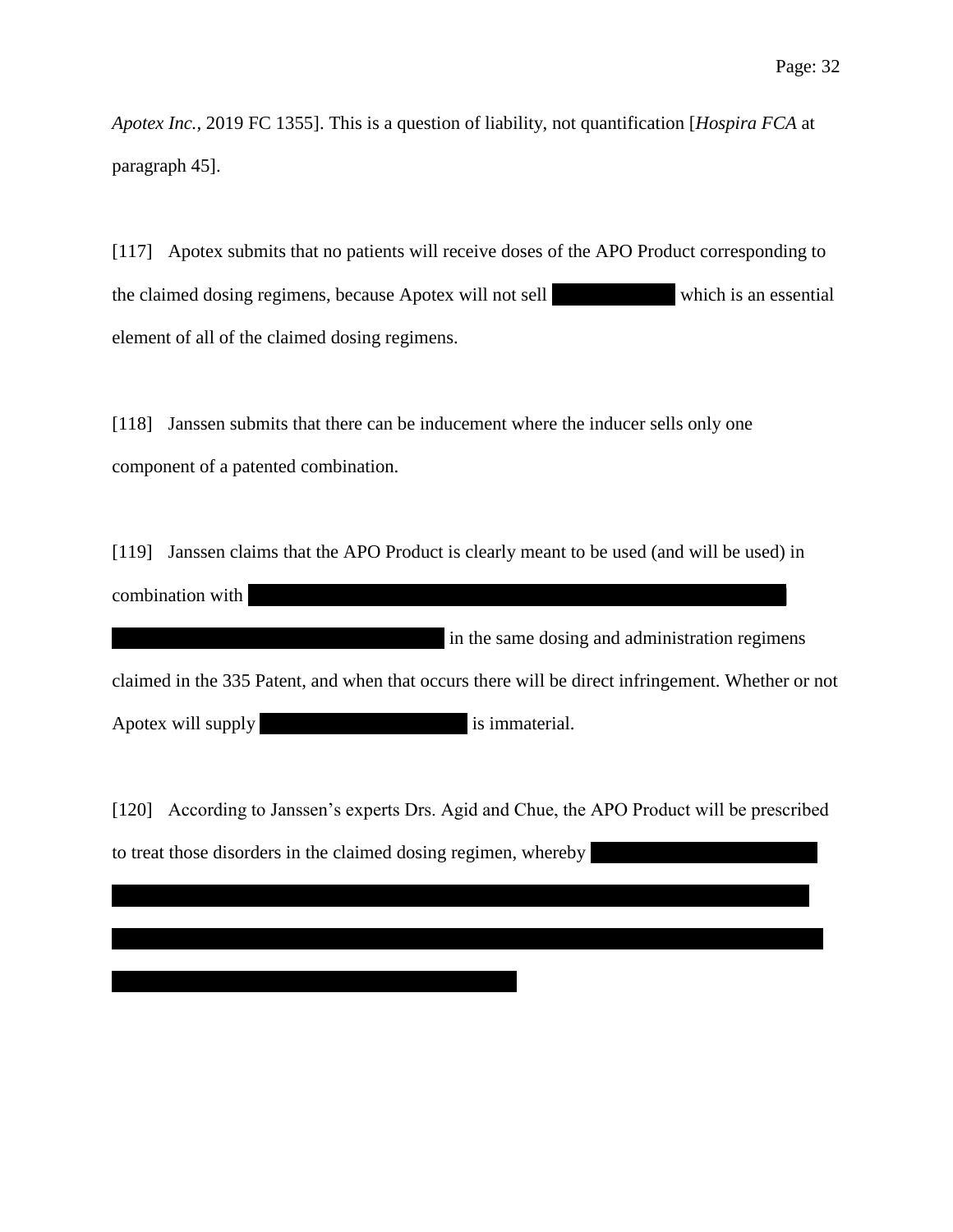*Apotex Inc.*, 2019 FC 1355]. This is a question of liability, not quantification [*Hospira FCA* at paragraph 45].

[117] Apotex submits that no patients will receive doses of the APO Product corresponding to the claimed dosing regimens, because Apotex will not sell ██████████ which is an essential element of all of the claimed dosing regimens.

[118] Janssen submits that there can be inducement where the inducer sells only one component of a patented combination.

[119] Janssen claims that the APO Product is clearly meant to be used (and will be used) in combination with ████████████████████████████████████████ ████████████████████████ in the same dosing and administration regimens claimed in the 335 Patent, and when that occurs there will be direct infringement. Whether or not Apotex will supply ███████████████ is immaterial.

[120] According to Janssen's experts Drs. Agid and Chue, the APO Product will be prescribed to treat those disorders in the claimed dosing regimen, whereby ████████████████ ████████████████████████████████████████████████████ ████████████████████████████████████████████████████ ██████████████████████████████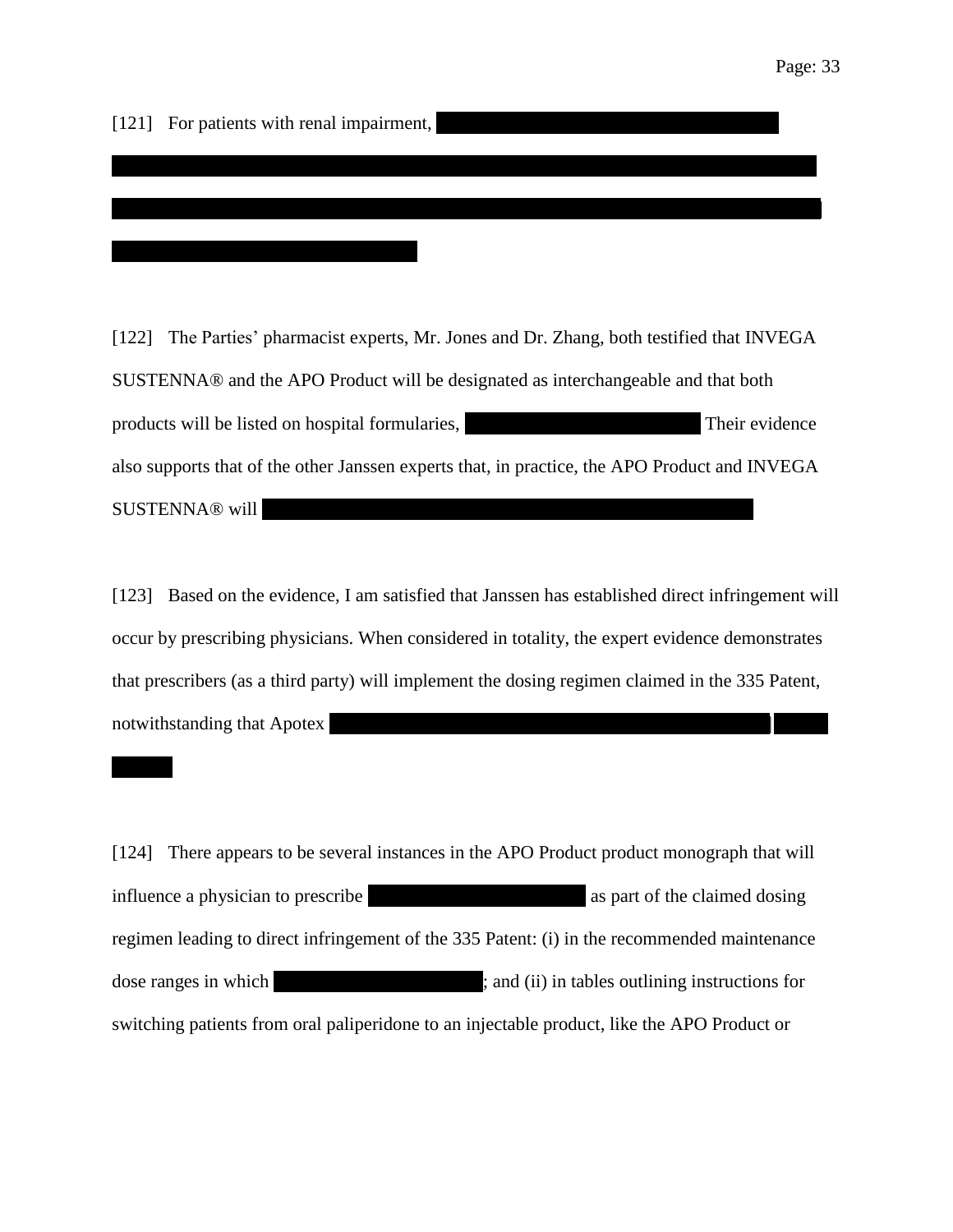[121] For patients with renal impairment,

[122] The Parties' pharmacist experts, Mr. Jones and Dr. Zhang, both testified that INVEGA SUSTENNA® and the APO Product will be designated as interchangeable and that both products will be listed on hospital formularies, Their evidence also supports that of the other Janssen experts that, in practice, the APO Product and INVEGA SUSTENNA® will

[123] Based on the evidence, I am satisfied that Janssen has established direct infringement will occur by prescribing physicians. When considered in totality, the expert evidence demonstrates that prescribers (as a third party) will implement the dosing regimen claimed in the 335 Patent, notwithstanding that Apotex

[124] There appears to be several instances in the APO Product product monograph that will influence a physician to prescribe as part of the claimed dosing regimen leading to direct infringement of the 335 Patent: (i) in the recommended maintenance dose ranges in which ; and (ii) in tables outlining instructions for switching patients from oral paliperidone to an injectable product, like the APO Product or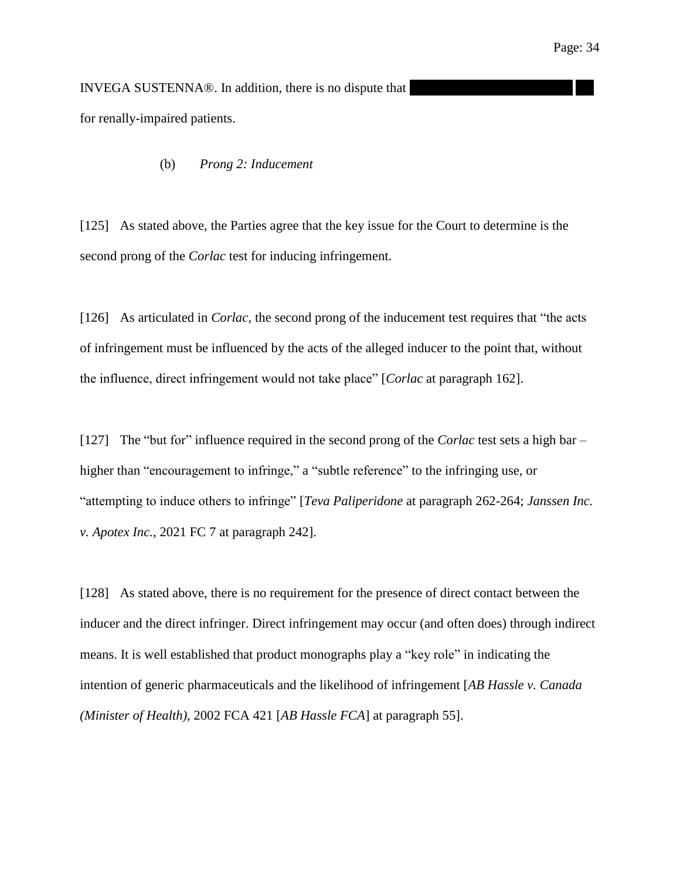INVEGA SUSTENNA®. In addition, there is no dispute that [redacted] for renally-impaired patients.

(b) *Prong 2: Inducement*

[125] As stated above, the Parties agree that the key issue for the Court to determine is the second prong of the *Corlac* test for inducing infringement.

[126] As articulated in *Corlac*, the second prong of the inducement test requires that "the acts of infringement must be influenced by the acts of the alleged inducer to the point that, without the influence, direct infringement would not take place" [*Corlac* at paragraph 162].

[127] The "but for" influence required in the second prong of the *Corlac* test sets a high bar – higher than "encouragement to infringe," a "subtle reference" to the infringing use, or "attempting to induce others to infringe" [*Teva Paliperidone* at paragraph 262-264; *Janssen Inc. v. Apotex Inc.*, 2021 FC 7 at paragraph 242].

[128] As stated above, there is no requirement for the presence of direct contact between the inducer and the direct infringer. Direct infringement may occur (and often does) through indirect means. It is well established that product monographs play a "key role" in indicating the intention of generic pharmaceuticals and the likelihood of infringement [*AB Hassle v. Canada (Minister of Health)*, 2002 FCA 421 [*AB Hassle FCA*] at paragraph 55].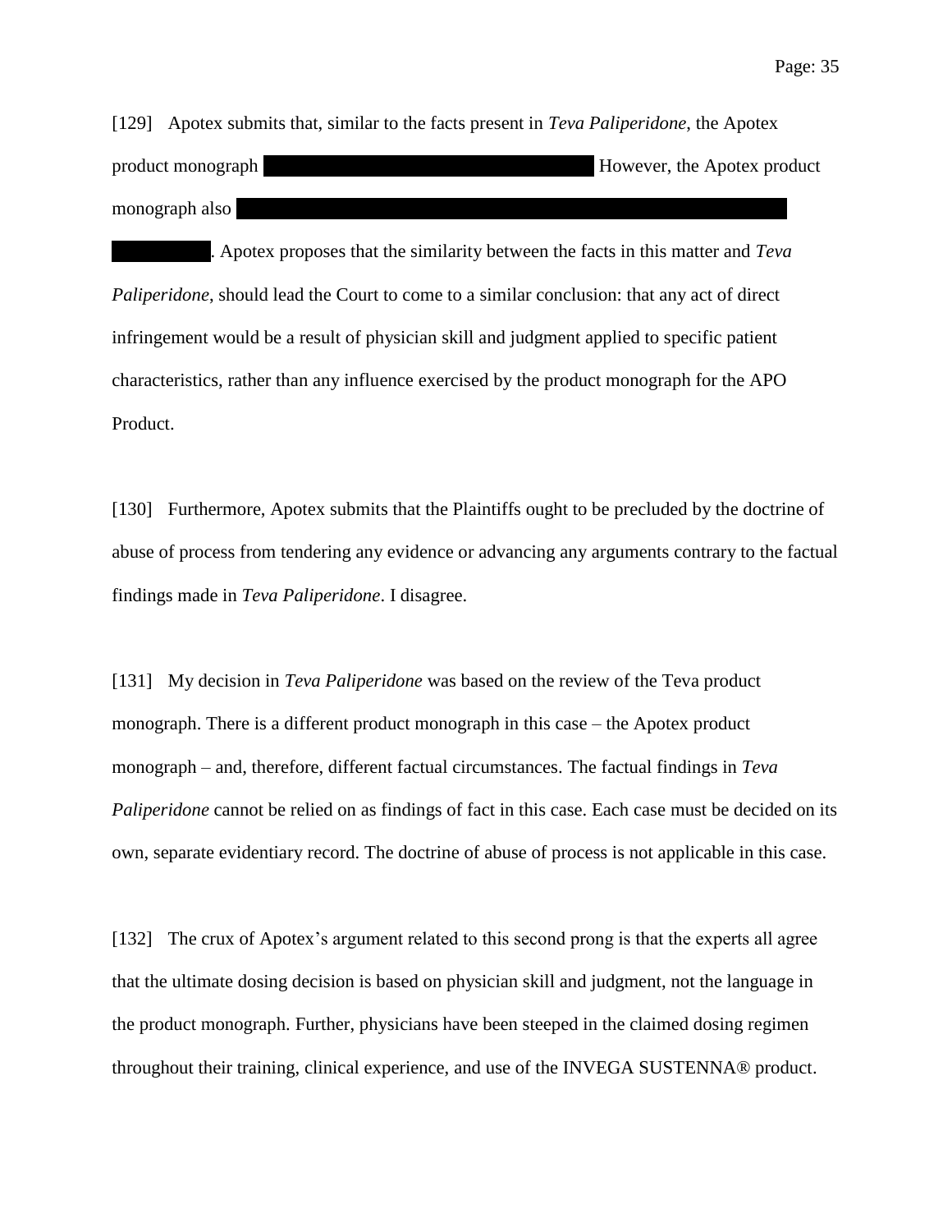[129] Apotex submits that, similar to the facts present in *Teva Paliperidone*, the Apotex product monograph ████████████████████ However, the Apotex product monograph also ████████████████████████████████████ ██████. Apotex proposes that the similarity between the facts in this matter and *Teva Paliperidone*, should lead the Court to come to a similar conclusion: that any act of direct infringement would be a result of physician skill and judgment applied to specific patient characteristics, rather than any influence exercised by the product monograph for the APO Product.

[130] Furthermore, Apotex submits that the Plaintiffs ought to be precluded by the doctrine of abuse of process from tendering any evidence or advancing any arguments contrary to the factual findings made in *Teva Paliperidone*. I disagree.

[131] My decision in *Teva Paliperidone* was based on the review of the Teva product monograph. There is a different product monograph in this case – the Apotex product monograph – and, therefore, different factual circumstances. The factual findings in *Teva Paliperidone* cannot be relied on as findings of fact in this case. Each case must be decided on its own, separate evidentiary record. The doctrine of abuse of process is not applicable in this case.

[132] The crux of Apotex's argument related to this second prong is that the experts all agree that the ultimate dosing decision is based on physician skill and judgment, not the language in the product monograph. Further, physicians have been steeped in the claimed dosing regimen throughout their training, clinical experience, and use of the INVEGA SUSTENNA® product.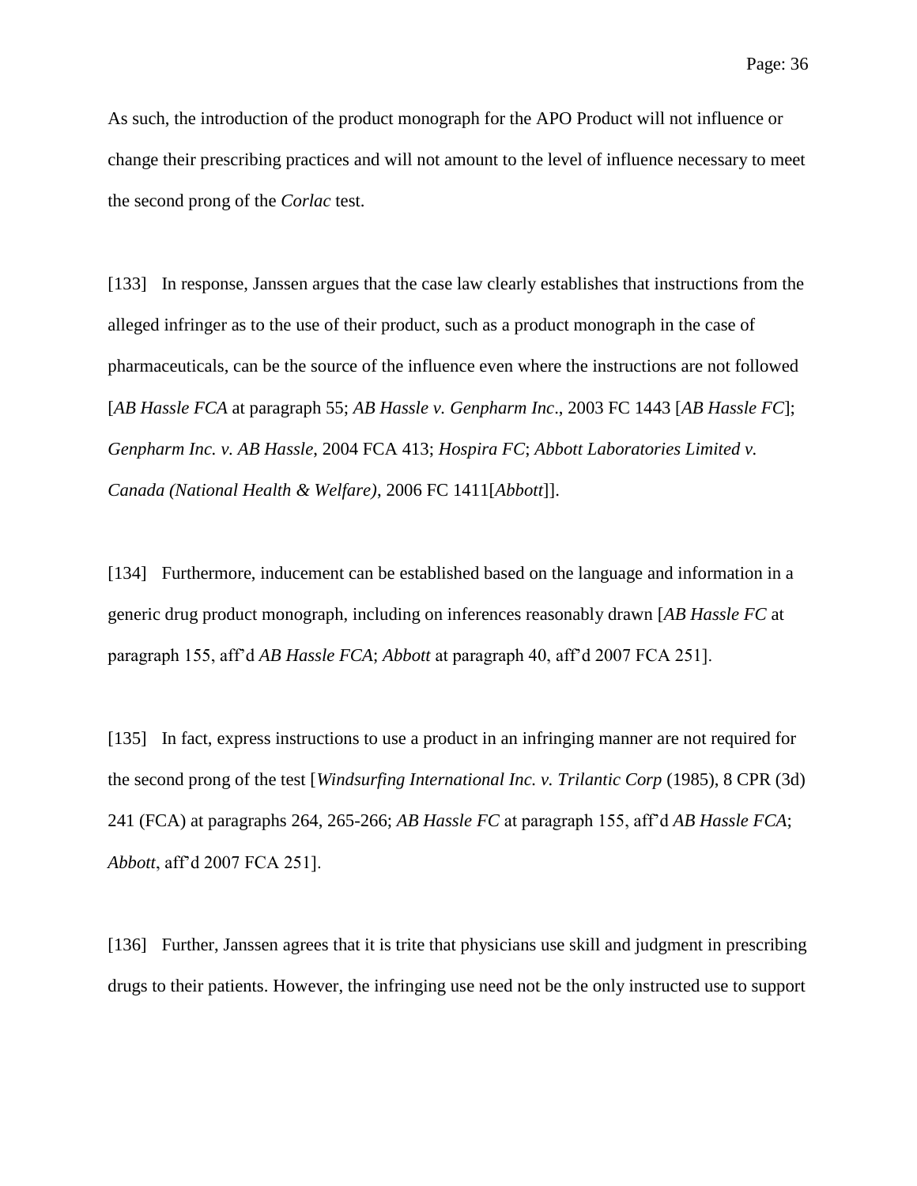As such, the introduction of the product monograph for the APO Product will not influence or change their prescribing practices and will not amount to the level of influence necessary to meet the second prong of the *Corlac* test.

[133] In response, Janssen argues that the case law clearly establishes that instructions from the alleged infringer as to the use of their product, such as a product monograph in the case of pharmaceuticals, can be the source of the influence even where the instructions are not followed [*AB Hassle FCA* at paragraph 55; *AB Hassle v. Genpharm Inc*., 2003 FC 1443 [*AB Hassle FC*]; *Genpharm Inc. v. AB Hassle*, 2004 FCA 413; *Hospira FC*; *Abbott Laboratories Limited v. Canada (National Health & Welfare)*, 2006 FC 1411[*Abbott*]].

[134] Furthermore, inducement can be established based on the language and information in a generic drug product monograph, including on inferences reasonably drawn [*AB Hassle FC* at paragraph 155, aff'd *AB Hassle FCA*; *Abbott* at paragraph 40, aff'd 2007 FCA 251].

[135] In fact, express instructions to use a product in an infringing manner are not required for the second prong of the test [*Windsurfing International Inc. v. Trilantic Corp* (1985), 8 CPR (3d) 241 (FCA) at paragraphs 264, 265-266; *AB Hassle FC* at paragraph 155, aff'd *AB Hassle FCA*; *Abbott*, aff'd 2007 FCA 251].

[136] Further, Janssen agrees that it is trite that physicians use skill and judgment in prescribing drugs to their patients. However, the infringing use need not be the only instructed use to support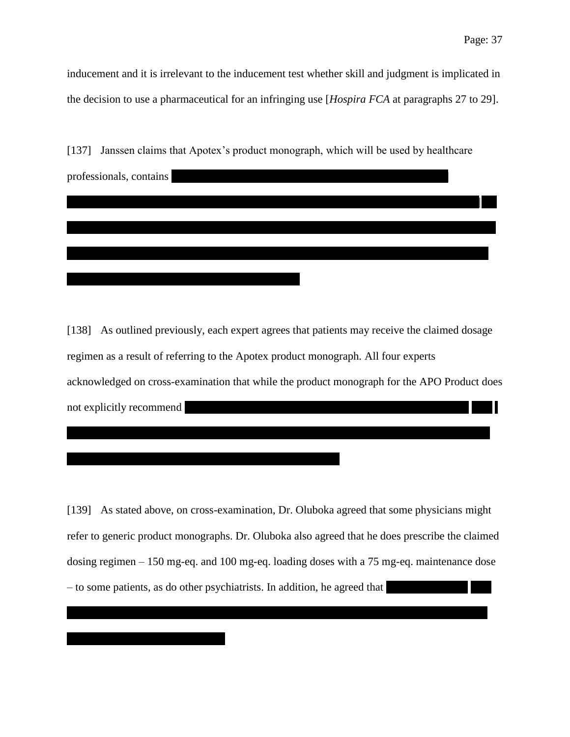inducement and it is irrelevant to the inducement test whether skill and judgment is implicated in the decision to use a pharmaceutical for an infringing use [*Hospira FCA* at paragraphs 27 to 29].

[137] Janssen claims that Apotex's product monograph, which will be used by healthcare professionals, contains

[138] As outlined previously, each expert agrees that patients may receive the claimed dosage regimen as a result of referring to the Apotex product monograph. All four experts acknowledged on cross-examination that while the product monograph for the APO Product does not explicitly recommend

[139] As stated above, on cross-examination, Dr. Oluboka agreed that some physicians might refer to generic product monographs. Dr. Oluboka also agreed that he does prescribe the claimed dosing regimen – 150 mg-eq. and 100 mg-eq. loading doses with a 75 mg-eq. maintenance dose – to some patients, as do other psychiatrists. In addition, he agreed that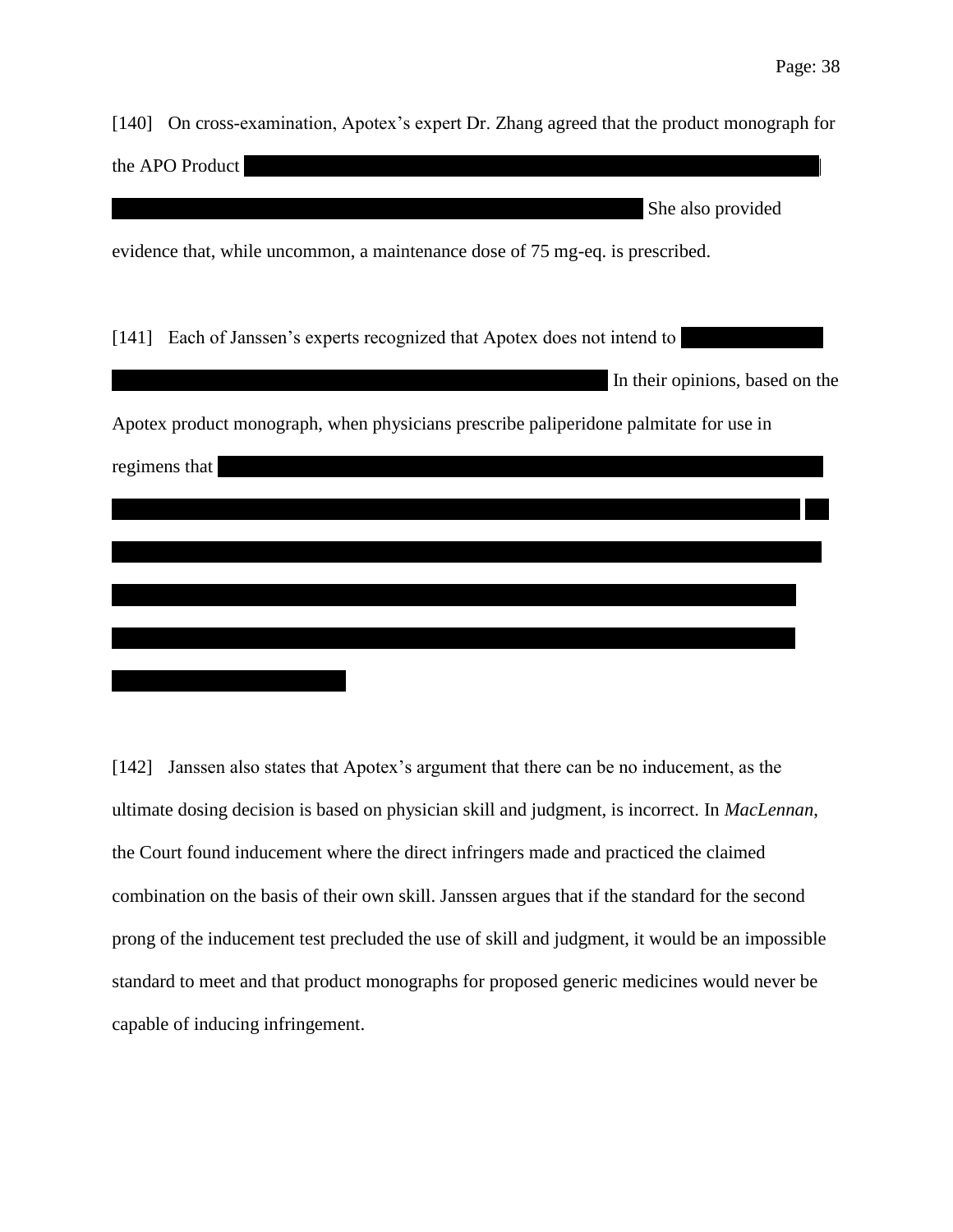[140] On cross-examination, Apotex's expert Dr. Zhang agreed that the product monograph for the APO Product ████████████████████████████████████████████████████████ ████████████████████████████████████████████████████ She also provided evidence that, while uncommon, a maintenance dose of 75 mg-eq. is prescribed.

[141] Each of Janssen's experts recognized that Apotex does not intend to ██████████ ████████████████████████████████████████████████ In their opinions, based on the Apotex product monograph, when physicians prescribe paliperidone palmitate for use in regimens that ████████████████████████████████████████████████████████████ ██████████████████████████████████████████████████████████████████████ ████████████████████████████████████████████████████████████████████████ ██████████████████████████████████████████████████████████████████████ ██████████████████████████████████████████████████████████████████████ ████████████████████

[142] Janssen also states that Apotex's argument that there can be no inducement, as the ultimate dosing decision is based on physician skill and judgment, is incorrect. In *MacLennan*, the Court found inducement where the direct infringers made and practiced the claimed combination on the basis of their own skill. Janssen argues that if the standard for the second prong of the inducement test precluded the use of skill and judgment, it would be an impossible standard to meet and that product monographs for proposed generic medicines would never be capable of inducing infringement.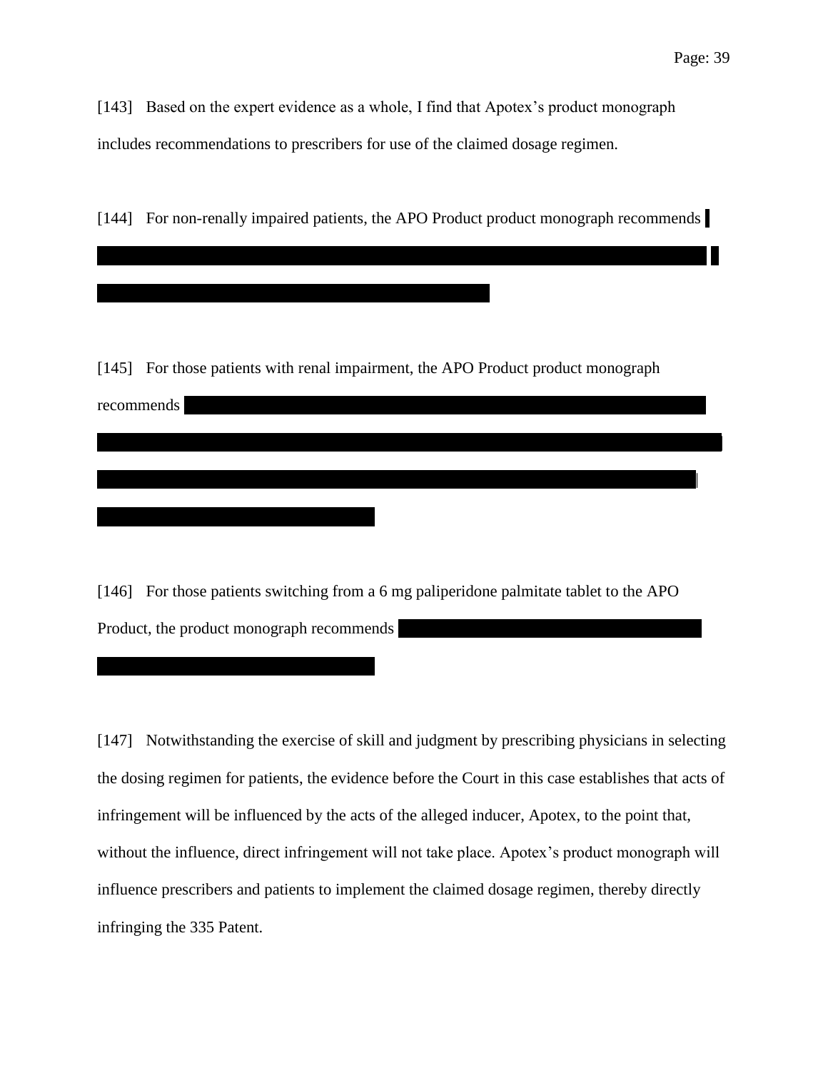[143] Based on the expert evidence as a whole, I find that Apotex's product monograph includes recommendations to prescribers for use of the claimed dosage regimen.

[144] For non-renally impaired patients, the APO Product product monograph recommends

[145] For those patients with renal impairment, the APO Product product monograph recommends

[146] For those patients switching from a 6 mg paliperidone palmitate tablet to the APO Product, the product monograph recommends

[147] Notwithstanding the exercise of skill and judgment by prescribing physicians in selecting the dosing regimen for patients, the evidence before the Court in this case establishes that acts of infringement will be influenced by the acts of the alleged inducer, Apotex, to the point that, without the influence, direct infringement will not take place. Apotex's product monograph will influence prescribers and patients to implement the claimed dosage regimen, thereby directly infringing the 335 Patent.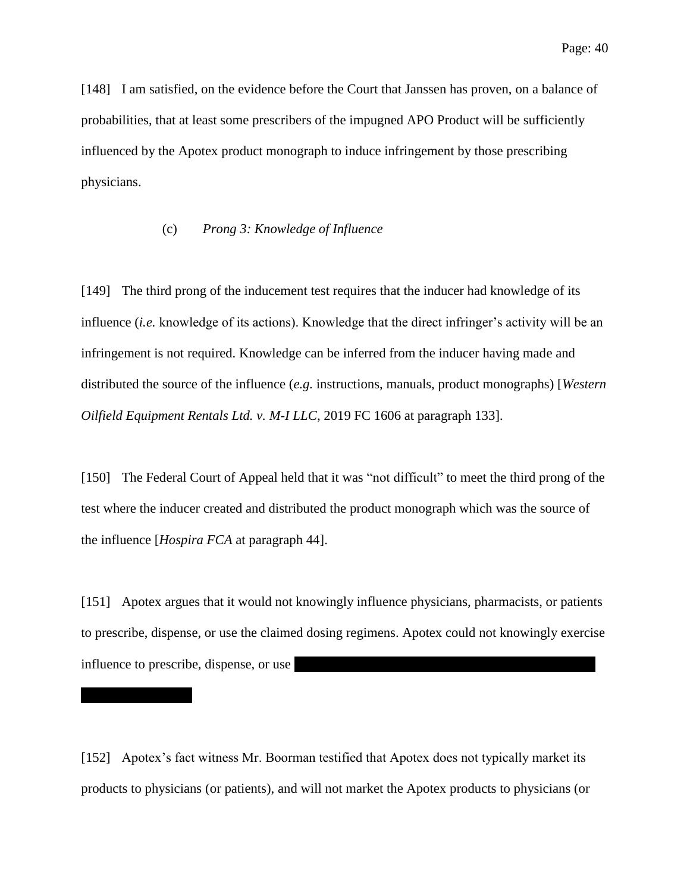[148] I am satisfied, on the evidence before the Court that Janssen has proven, on a balance of probabilities, that at least some prescribers of the impugned APO Product will be sufficiently influenced by the Apotex product monograph to induce infringement by those prescribing physicians.

### (c) *Prong 3: Knowledge of Influence*

[149] The third prong of the inducement test requires that the inducer had knowledge of its influence (*i.e.* knowledge of its actions). Knowledge that the direct infringer's activity will be an infringement is not required. Knowledge can be inferred from the inducer having made and distributed the source of the influence (*e.g.* instructions, manuals, product monographs) [*Western Oilfield Equipment Rentals Ltd. v. M-I LLC*, 2019 FC 1606 at paragraph 133].

[150] The Federal Court of Appeal held that it was "not difficult" to meet the third prong of the test where the inducer created and distributed the product monograph which was the source of the influence [*Hospira FCA* at paragraph 44].

[151] Apotex argues that it would not knowingly influence physicians, pharmacists, or patients to prescribe, dispense, or use the claimed dosing regimens. Apotex could not knowingly exercise influence to prescribe, dispense, or use [REDACTED]

[152] Apotex's fact witness Mr. Boorman testified that Apotex does not typically market its products to physicians (or patients), and will not market the Apotex products to physicians (or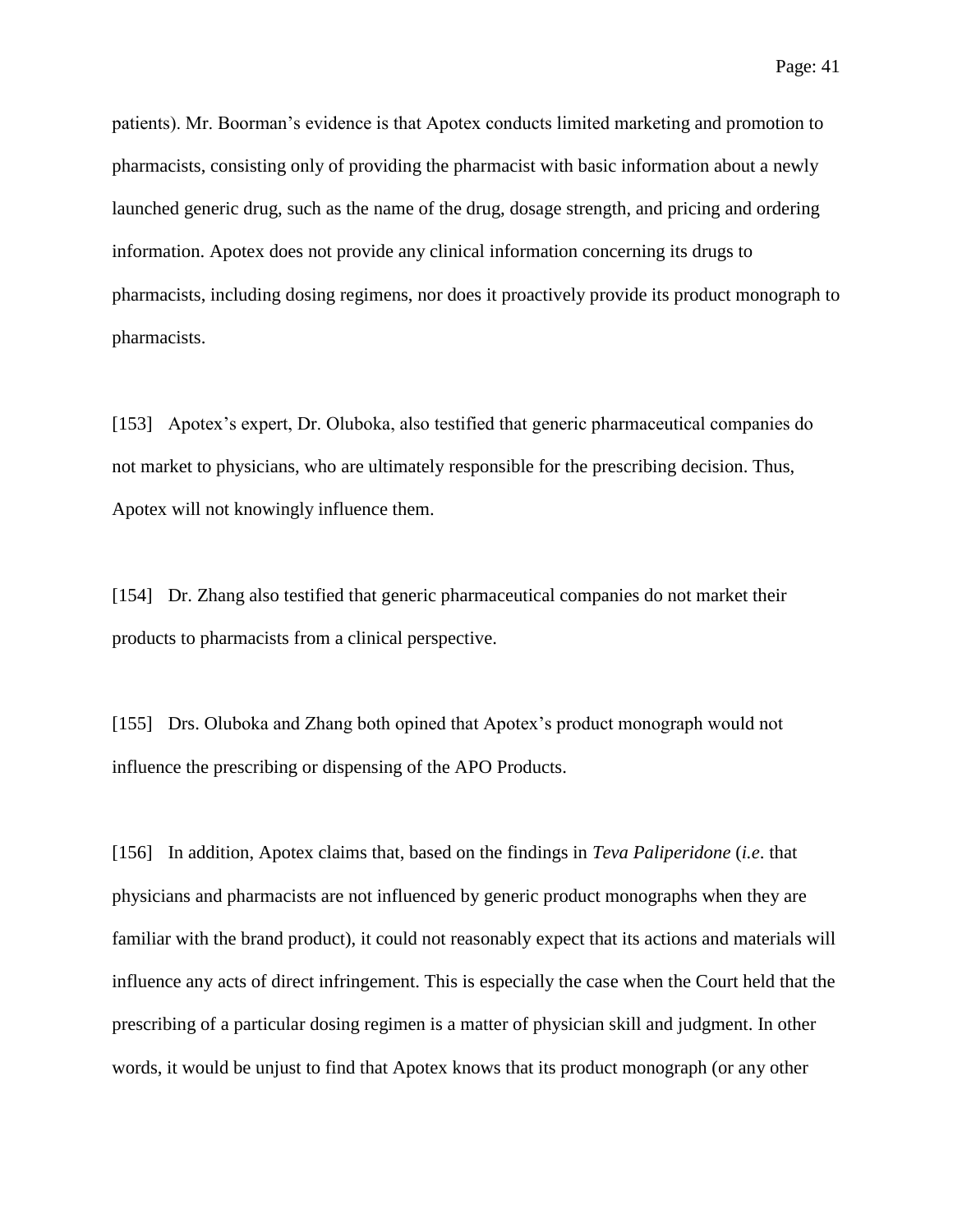patients). Mr. Boorman's evidence is that Apotex conducts limited marketing and promotion to pharmacists, consisting only of providing the pharmacist with basic information about a newly launched generic drug, such as the name of the drug, dosage strength, and pricing and ordering information. Apotex does not provide any clinical information concerning its drugs to pharmacists, including dosing regimens, nor does it proactively provide its product monograph to pharmacists.

[153] Apotex's expert, Dr. Oluboka, also testified that generic pharmaceutical companies do not market to physicians, who are ultimately responsible for the prescribing decision. Thus, Apotex will not knowingly influence them.

[154] Dr. Zhang also testified that generic pharmaceutical companies do not market their products to pharmacists from a clinical perspective.

[155] Drs. Oluboka and Zhang both opined that Apotex's product monograph would not influence the prescribing or dispensing of the APO Products.

[156] In addition, Apotex claims that, based on the findings in *Teva Paliperidone* (*i.e*. that physicians and pharmacists are not influenced by generic product monographs when they are familiar with the brand product), it could not reasonably expect that its actions and materials will influence any acts of direct infringement. This is especially the case when the Court held that the prescribing of a particular dosing regimen is a matter of physician skill and judgment. In other words, it would be unjust to find that Apotex knows that its product monograph (or any other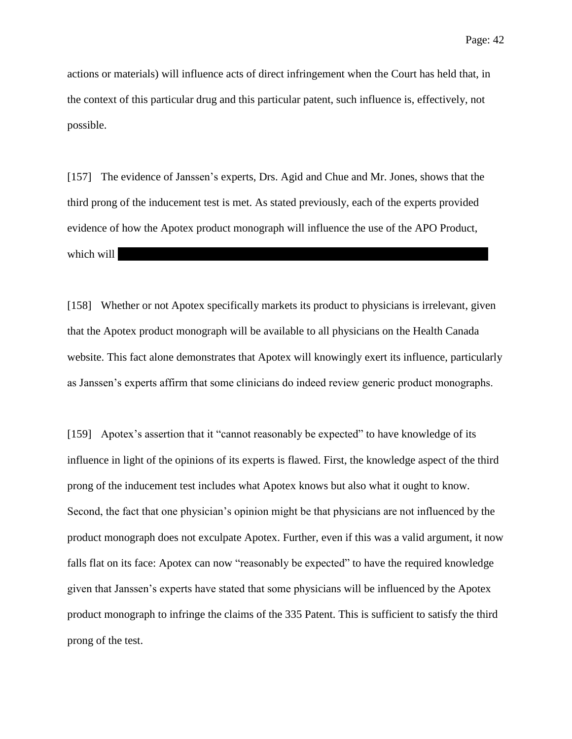actions or materials) will influence acts of direct infringement when the Court has held that, in the context of this particular drug and this particular patent, such influence is, effectively, not possible.

[157] The evidence of Janssen's experts, Drs. Agid and Chue and Mr. Jones, shows that the third prong of the inducement test is met. As stated previously, each of the experts provided evidence of how the Apotex product monograph will influence the use of the APO Product, which will

[158] Whether or not Apotex specifically markets its product to physicians is irrelevant, given that the Apotex product monograph will be available to all physicians on the Health Canada website. This fact alone demonstrates that Apotex will knowingly exert its influence, particularly as Janssen's experts affirm that some clinicians do indeed review generic product monographs.

[159] Apotex's assertion that it "cannot reasonably be expected" to have knowledge of its influence in light of the opinions of its experts is flawed. First, the knowledge aspect of the third prong of the inducement test includes what Apotex knows but also what it ought to know. Second, the fact that one physician's opinion might be that physicians are not influenced by the product monograph does not exculpate Apotex. Further, even if this was a valid argument, it now falls flat on its face: Apotex can now "reasonably be expected" to have the required knowledge given that Janssen's experts have stated that some physicians will be influenced by the Apotex product monograph to infringe the claims of the 335 Patent. This is sufficient to satisfy the third prong of the test.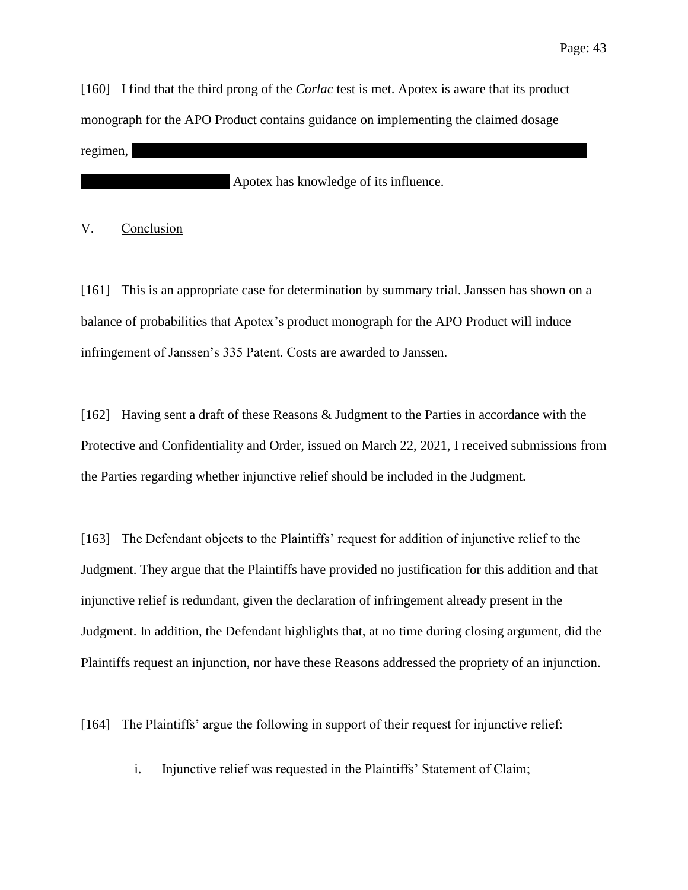[160] I find that the third prong of the *Corlac* test is met. Apotex is aware that its product monograph for the APO Product contains guidance on implementing the claimed dosage regimen, [REDACTED] Apotex has knowledge of its influence.

## V. Conclusion

[161] This is an appropriate case for determination by summary trial. Janssen has shown on a balance of probabilities that Apotex's product monograph for the APO Product will induce infringement of Janssen's 335 Patent. Costs are awarded to Janssen.

[162] Having sent a draft of these Reasons & Judgment to the Parties in accordance with the Protective and Confidentiality and Order, issued on March 22, 2021, I received submissions from the Parties regarding whether injunctive relief should be included in the Judgment.

[163] The Defendant objects to the Plaintiffs' request for addition of injunctive relief to the Judgment. They argue that the Plaintiffs have provided no justification for this addition and that injunctive relief is redundant, given the declaration of infringement already present in the Judgment. In addition, the Defendant highlights that, at no time during closing argument, did the Plaintiffs request an injunction, nor have these Reasons addressed the propriety of an injunction.

[164] The Plaintiffs' argue the following in support of their request for injunctive relief:

i. Injunctive relief was requested in the Plaintiffs' Statement of Claim;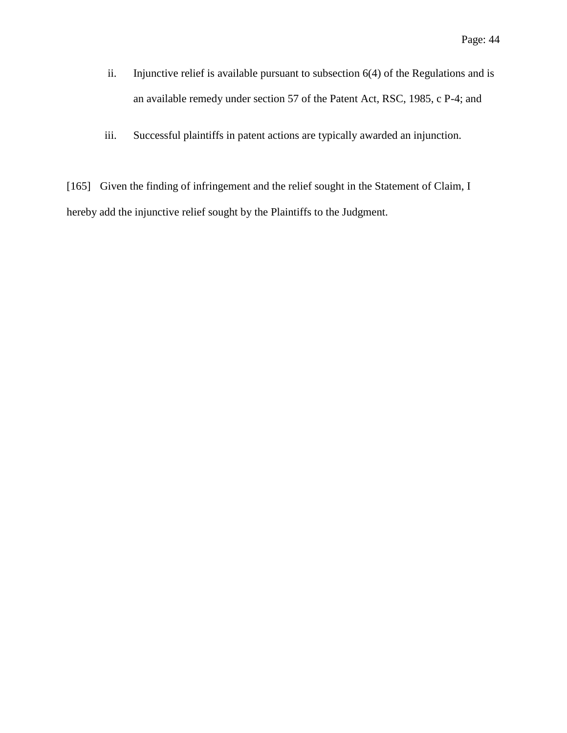ii. Injunctive relief is available pursuant to subsection 6(4) of the Regulations and is an available remedy under section 57 of the Patent Act, RSC, 1985, c P-4; and

iii. Successful plaintiffs in patent actions are typically awarded an injunction.

[165] Given the finding of infringement and the relief sought in the Statement of Claim, I hereby add the injunctive relief sought by the Plaintiffs to the Judgment.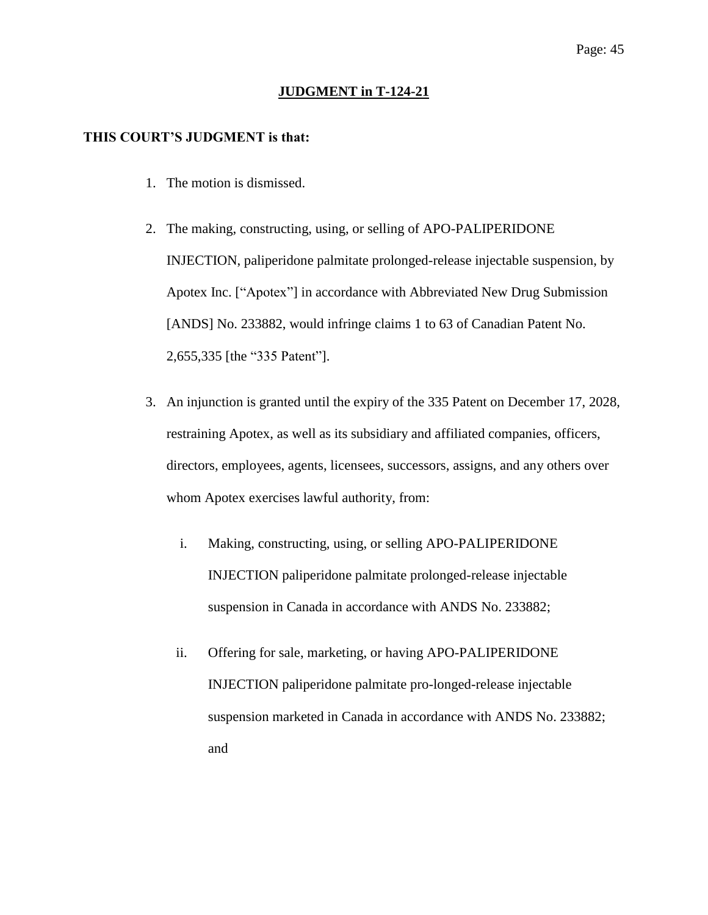**JUDGMENT in T-124-21**

**THIS COURT'S JUDGMENT is that:**

1. The motion is dismissed.

2. The making, constructing, using, or selling of APO-PALIPERIDONE INJECTION, paliperidone palmitate prolonged-release injectable suspension, by Apotex Inc. ["Apotex"] in accordance with Abbreviated New Drug Submission [ANDS] No. 233882, would infringe claims 1 to 63 of Canadian Patent No. 2,655,335 [the "335 Patent"].

3. An injunction is granted until the expiry of the 335 Patent on December 17, 2028, restraining Apotex, as well as its subsidiary and affiliated companies, officers, directors, employees, agents, licensees, successors, assigns, and any others over whom Apotex exercises lawful authority, from:

   i. Making, constructing, using, or selling APO-PALIPERIDONE INJECTION paliperidone palmitate prolonged-release injectable suspension in Canada in accordance with ANDS No. 233882;

   ii. Offering for sale, marketing, or having APO-PALIPERIDONE INJECTION paliperidone palmitate pro-longed-release injectable suspension marketed in Canada in accordance with ANDS No. 233882; and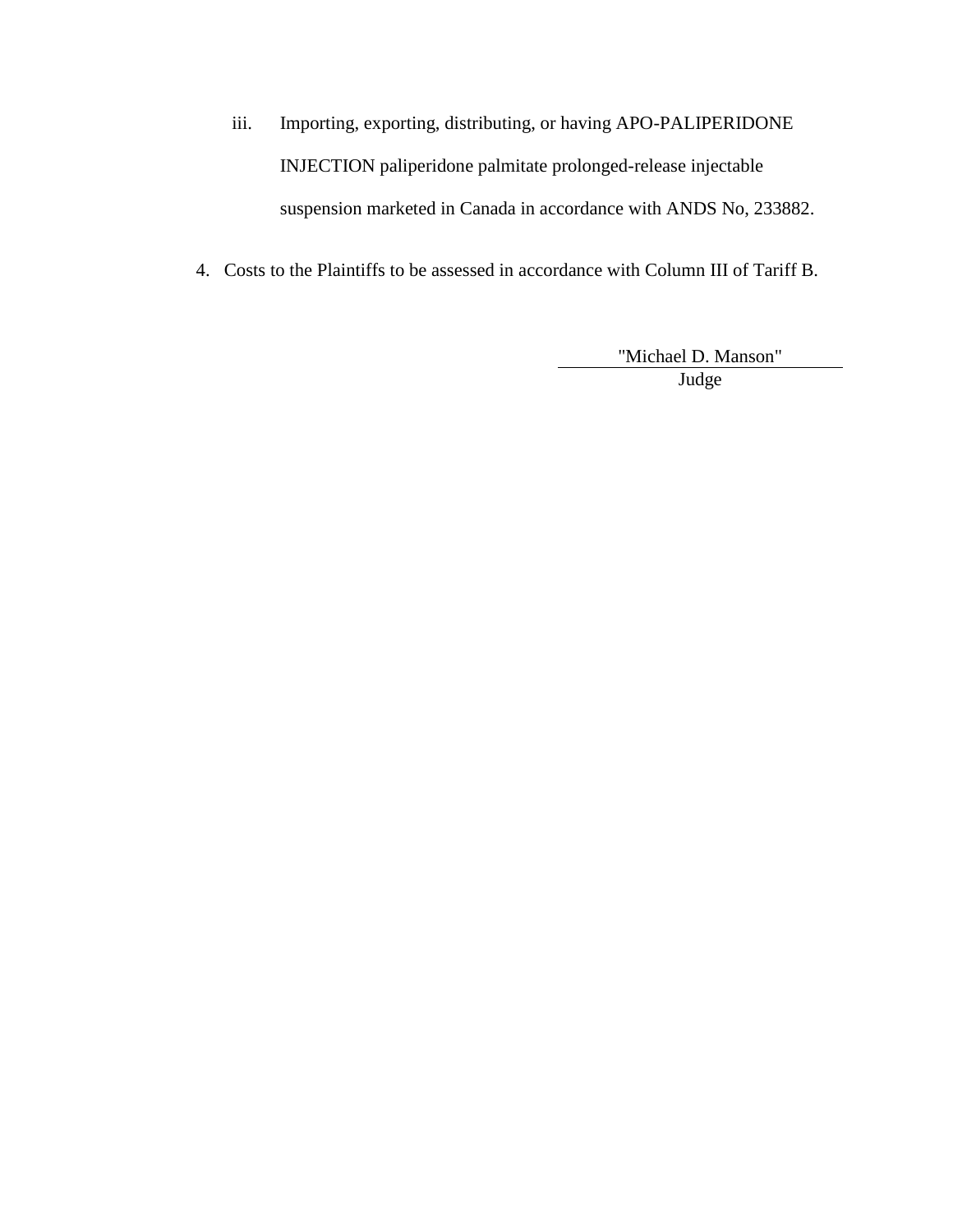iii. Importing, exporting, distributing, or having APO-PALIPERIDONE INJECTION paliperidone palmitate prolonged-release injectable suspension marketed in Canada in accordance with ANDS No, 233882.

4. Costs to the Plaintiffs to be assessed in accordance with Column III of Tariff B.

"Michael D. Manson"
Judge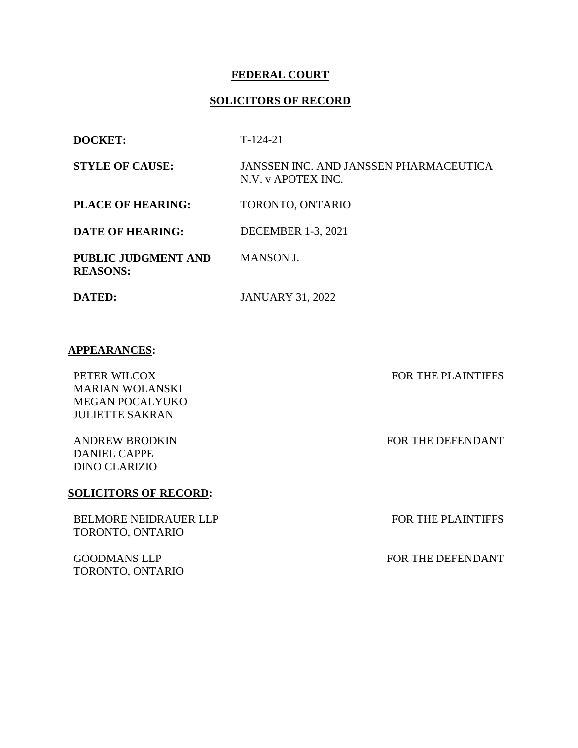**FEDERAL COURT**

**SOLICITORS OF RECORD**

| | |
|---|---|
| **DOCKET:** | T-124-21 |
| **STYLE OF CAUSE:** | JANSSEN INC. AND JANSSEN PHARMACEUTICA N.V. v APOTEX INC. |
| **PLACE OF HEARING:** | TORONTO, ONTARIO |
| **DATE OF HEARING:** | DECEMBER 1-3, 2021 |
| **PUBLIC JUDGMENT AND REASONS:** | MANSON J. |
| **DATED:** | JANUARY 31, 2022 |

**APPEARANCES:**

| | |
|---|---|
| PETER WILCOX<br>MARIAN WOLANSKI<br>MEGAN POCALYUKO<br>JULIETTE SAKRAN | FOR THE PLAINTIFFS |
| ANDREW BRODKIN<br>DANIEL CAPPE<br>DINO CLARIZIO | FOR THE DEFENDANT |

**SOLICITORS OF RECORD:**

| | |
|---|---|
| BELMORE NEIDRAUER LLP<br>TORONTO, ONTARIO | FOR THE PLAINTIFFS |
| GOODMANS LLP<br>TORONTO, ONTARIO | FOR THE DEFENDANT |